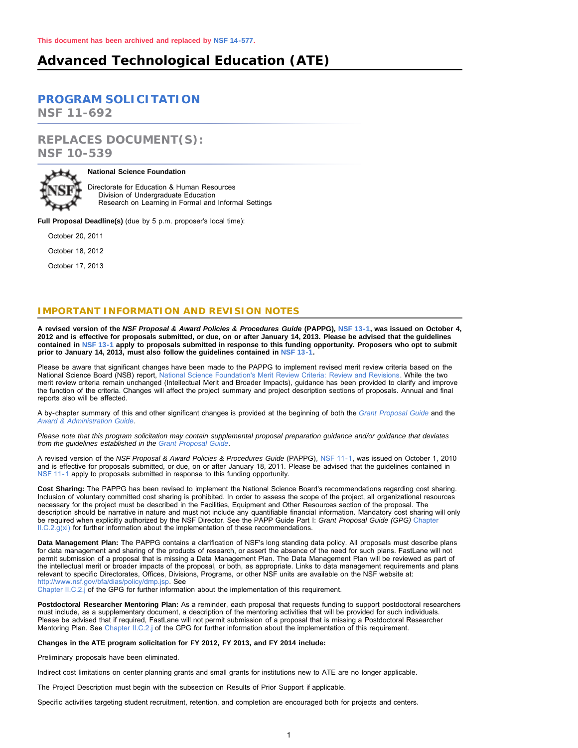**This document has been archived and replaced by NSF 14-577.**

# Advanced Technological Education (ATE)

## PROGRAM SOLICITATION
## NSF 11-692

## REPLACES DOCUMENT(S):
## NSF 10-539

**National Science Foundation**

Directorate for Education & Human Resources
Division of Undergraduate Education
Research on Learning in Formal and Informal Settings

**Full Proposal Deadline(s)** (due by 5 p.m. proposer's local time):

October 20, 2011

October 18, 2012

October 17, 2013

## IMPORTANT INFORMATION AND REVISION NOTES

**A revised version of the *NSF Proposal & Award Policies & Procedures Guide* (PAPPG), NSF 13-1, was issued on October 4, 2012 and is effective for proposals submitted, or due, on or after January 14, 2013. Please be advised that the guidelines contained in NSF 13-1 apply to proposals submitted in response to this funding opportunity. Proposers who opt to submit prior to January 14, 2013, must also follow the guidelines contained in NSF 13-1.**

Please be aware that significant changes have been made to the PAPPG to implement revised merit review criteria based on the National Science Board (NSB) report, National Science Foundation's Merit Review Criteria: Review and Revisions. While the two merit review criteria remain unchanged (Intellectual Merit and Broader Impacts), guidance has been provided to clarify and improve the function of the criteria. Changes will affect the project summary and project description sections of proposals. Annual and final reports also will be affected.

A by-chapter summary of this and other significant changes is provided at the beginning of both the *Grant Proposal Guide* and the *Award & Administration Guide*.

*Please note that this program solicitation may contain supplemental proposal preparation guidance and/or guidance that deviates from the guidelines established in the Grant Proposal Guide.*

A revised version of the *NSF Proposal & Award Policies & Procedures Guide* (PAPPG), NSF 11-1, was issued on October 1, 2010 and is effective for proposals submitted, or due, on or after January 18, 2011. Please be advised that the guidelines contained in NSF 11-1 apply to proposals submitted in response to this funding opportunity.

**Cost Sharing:** The PAPPG has been revised to implement the National Science Board's recommendations regarding cost sharing. Inclusion of voluntary committed cost sharing is prohibited. In order to assess the scope of the project, all organizational resources necessary for the project must be described in the Facilities, Equipment and Other Resources section of the proposal. The description should be narrative in nature and must not include any quantifiable financial information. Mandatory cost sharing will only be required when explicitly authorized by the NSF Director. See the PAPP Guide Part I: *Grant Proposal Guide (GPG)* Chapter II.C.2.g(xi) for further information about the implementation of these recommendations.

**Data Management Plan:** The PAPPG contains a clarification of NSF's long standing data policy. All proposals must describe plans for data management and sharing of the products of research, or assert the absence of the need for such plans. FastLane will not permit submission of a proposal that is missing a Data Management Plan. The Data Management Plan will be reviewed as part of the intellectual merit or broader impacts of the proposal, or both, as appropriate. Links to data management requirements and plans relevant to specific Directorates, Offices, Divisions, Programs, or other NSF units are available on the NSF website at: http://www.nsf.gov/bfa/dias/policy/dmp.jsp. See Chapter II.C.2.j of the GPG for further information about the implementation of this requirement.

**Postdoctoral Researcher Mentoring Plan:** As a reminder, each proposal that requests funding to support postdoctoral researchers must include, as a supplementary document, a description of the mentoring activities that will be provided for such individuals. Please be advised that if required, FastLane will not permit submission of a proposal that is missing a Postdoctoral Researcher Mentoring Plan. See Chapter II.C.2.j of the GPG for further information about the implementation of this requirement.

**Changes in the ATE program solicitation for FY 2012, FY 2013, and FY 2014 include:**

Preliminary proposals have been eliminated.

Indirect cost limitations on center planning grants and small grants for institutions new to ATE are no longer applicable.

The Project Description must begin with the subsection on Results of Prior Support if applicable.

Specific activities targeting student recruitment, retention, and completion are encouraged both for projects and centers.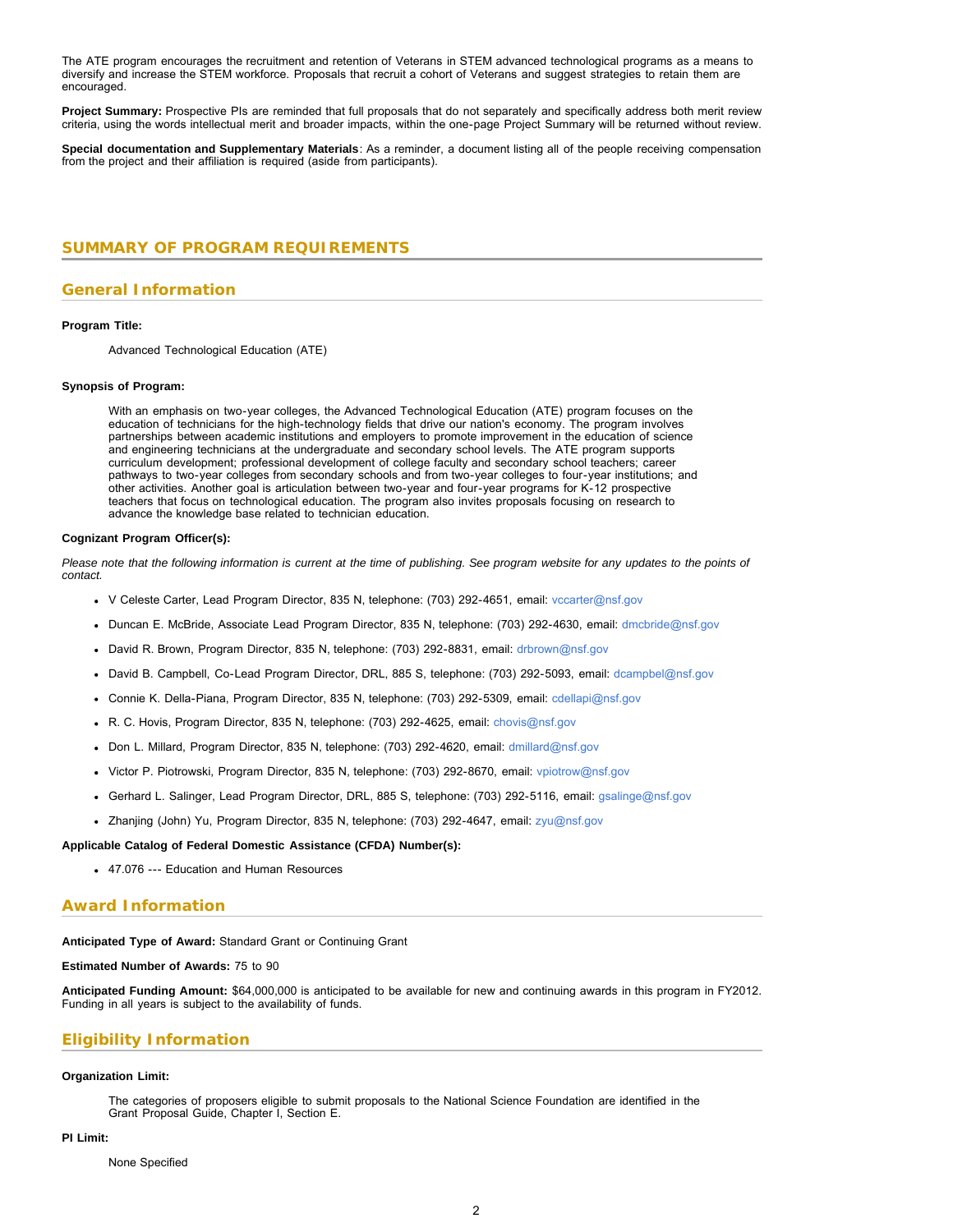The ATE program encourages the recruitment and retention of Veterans in STEM advanced technological programs as a means to diversify and increase the STEM workforce. Proposals that recruit a cohort of Veterans and suggest strategies to retain them are encouraged.

**Project Summary:** Prospective PIs are reminded that full proposals that do not separately and specifically address both merit review criteria, using the words intellectual merit and broader impacts, within the one-page Project Summary will be returned without review.

**Special documentation and Supplementary Materials**: As a reminder, a document listing all of the people receiving compensation from the project and their affiliation is required (aside from participants).

## SUMMARY OF PROGRAM REQUIREMENTS

### General Information

**Program Title:**

Advanced Technological Education (ATE)

**Synopsis of Program:**

With an emphasis on two-year colleges, the Advanced Technological Education (ATE) program focuses on the education of technicians for the high-technology fields that drive our nation's economy. The program involves partnerships between academic institutions and employers to promote improvement in the education of science and engineering technicians at the undergraduate and secondary school levels. The ATE program supports curriculum development; professional development of college faculty and secondary school teachers; career pathways to two-year colleges from secondary schools and from two-year colleges to four-year institutions; and other activities. Another goal is articulation between two-year and four-year programs for K-12 prospective teachers that focus on technological education. The program also invites proposals focusing on research to advance the knowledge base related to technician education.

**Cognizant Program Officer(s):**

*Please note that the following information is current at the time of publishing. See program website for any updates to the points of contact.*

- V Celeste Carter, Lead Program Director, 835 N, telephone: (703) 292-4651, email: vccarter@nsf.gov
- Duncan E. McBride, Associate Lead Program Director, 835 N, telephone: (703) 292-4630, email: dmcbride@nsf.gov
- David R. Brown, Program Director, 835 N, telephone: (703) 292-8831, email: drbrown@nsf.gov
- David B. Campbell, Co-Lead Program Director, DRL, 885 S, telephone: (703) 292-5093, email: dcampbel@nsf.gov
- Connie K. Della-Piana, Program Director, 835 N, telephone: (703) 292-5309, email: cdellapi@nsf.gov
- R. C. Hovis, Program Director, 835 N, telephone: (703) 292-4625, email: chovis@nsf.gov
- Don L. Millard, Program Director, 835 N, telephone: (703) 292-4620, email: dmillard@nsf.gov
- Victor P. Piotrowski, Program Director, 835 N, telephone: (703) 292-8670, email: vpiotrow@nsf.gov
- Gerhard L. Salinger, Lead Program Director, DRL, 885 S, telephone: (703) 292-5116, email: gsalinge@nsf.gov
- Zhanjing (John) Yu, Program Director, 835 N, telephone: (703) 292-4647, email: zyu@nsf.gov

**Applicable Catalog of Federal Domestic Assistance (CFDA) Number(s):**

- 47.076 --- Education and Human Resources

### Award Information

**Anticipated Type of Award:** Standard Grant or Continuing Grant

**Estimated Number of Awards:** 75 to 90

**Anticipated Funding Amount:** $64,000,000 is anticipated to be available for new and continuing awards in this program in FY2012. Funding in all years is subject to the availability of funds.

### Eligibility Information

**Organization Limit:**

The categories of proposers eligible to submit proposals to the National Science Foundation are identified in the Grant Proposal Guide, Chapter I, Section E.

**PI Limit:**

None Specified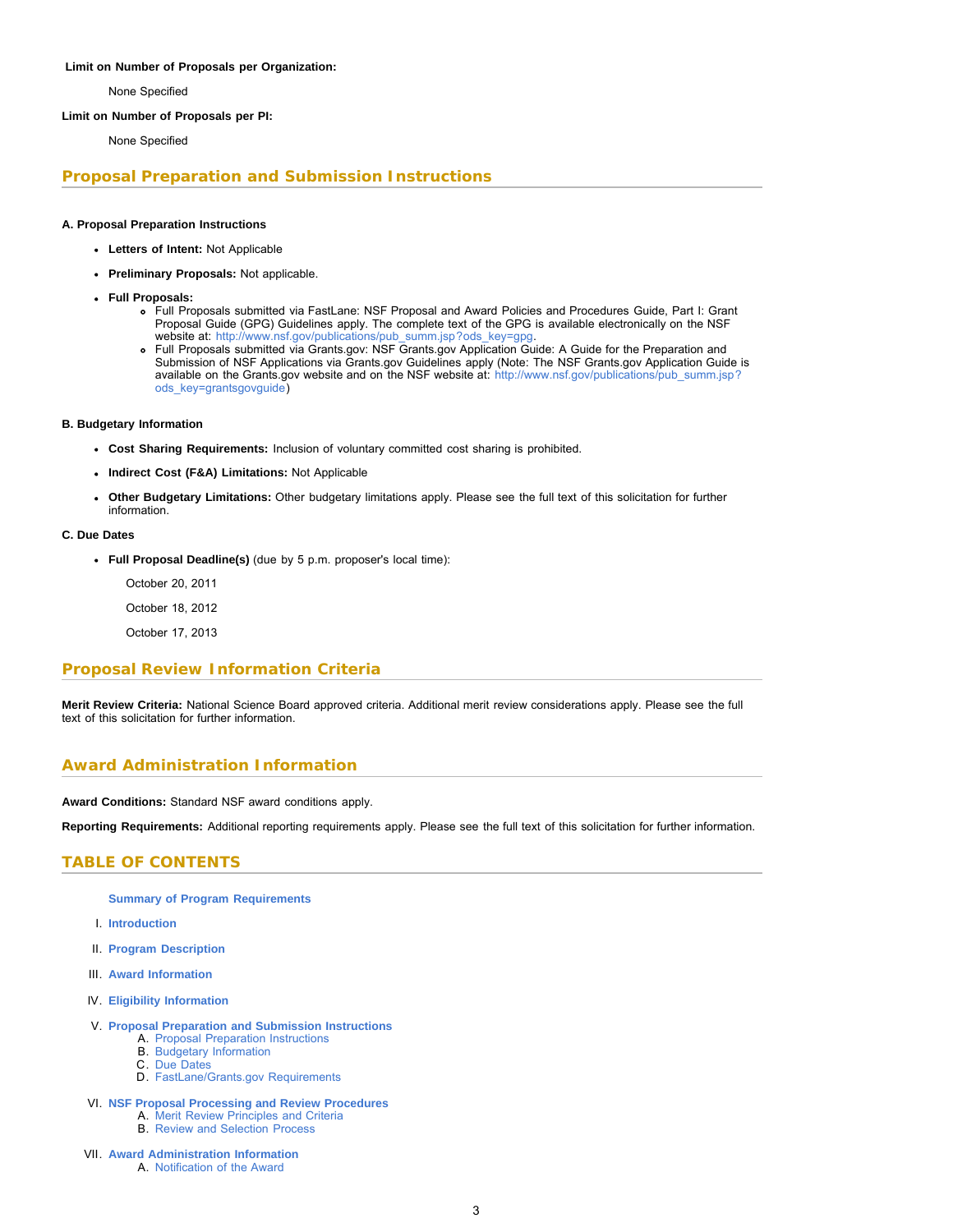**Limit on Number of Proposals per Organization:**

None Specified

**Limit on Number of Proposals per PI:**

None Specified

## Proposal Preparation and Submission Instructions

**A. Proposal Preparation Instructions**

- **Letters of Intent:** Not Applicable
- **Preliminary Proposals:** Not applicable.
- **Full Proposals:**
  - Full Proposals submitted via FastLane: NSF Proposal and Award Policies and Procedures Guide, Part I: Grant Proposal Guide (GPG) Guidelines apply. The complete text of the GPG is available electronically on the NSF website at: http://www.nsf.gov/publications/pub_summ.jsp?ods_key=gpg.
  - Full Proposals submitted via Grants.gov: NSF Grants.gov Application Guide: A Guide for the Preparation and Submission of NSF Applications via Grants.gov Guidelines apply (Note: The NSF Grants.gov Application Guide is available on the Grants.gov website and on the NSF website at: http://www.nsf.gov/publications/pub_summ.jsp?ods_key=grantsgovguide)

**B. Budgetary Information**

- **Cost Sharing Requirements:** Inclusion of voluntary committed cost sharing is prohibited.
- **Indirect Cost (F&A) Limitations:** Not Applicable
- **Other Budgetary Limitations:** Other budgetary limitations apply. Please see the full text of this solicitation for further information.

**C. Due Dates**

- **Full Proposal Deadline(s)** (due by 5 p.m. proposer's local time):

  October 20, 2011

  October 18, 2012

  October 17, 2013

## Proposal Review Information Criteria

**Merit Review Criteria:** National Science Board approved criteria. Additional merit review considerations apply. Please see the full text of this solicitation for further information.

## Award Administration Information

**Award Conditions:** Standard NSF award conditions apply.

**Reporting Requirements:** Additional reporting requirements apply. Please see the full text of this solicitation for further information.

## TABLE OF CONTENTS

**Summary of Program Requirements**

I. **Introduction**

II. **Program Description**

III. **Award Information**

IV. **Eligibility Information**

V. **Proposal Preparation and Submission Instructions**
   A. Proposal Preparation Instructions
   B. Budgetary Information
   C. Due Dates
   D. FastLane/Grants.gov Requirements

VI. **NSF Proposal Processing and Review Procedures**
   A. Merit Review Principles and Criteria
   B. Review and Selection Process

VII. **Award Administration Information**
   A. Notification of the Award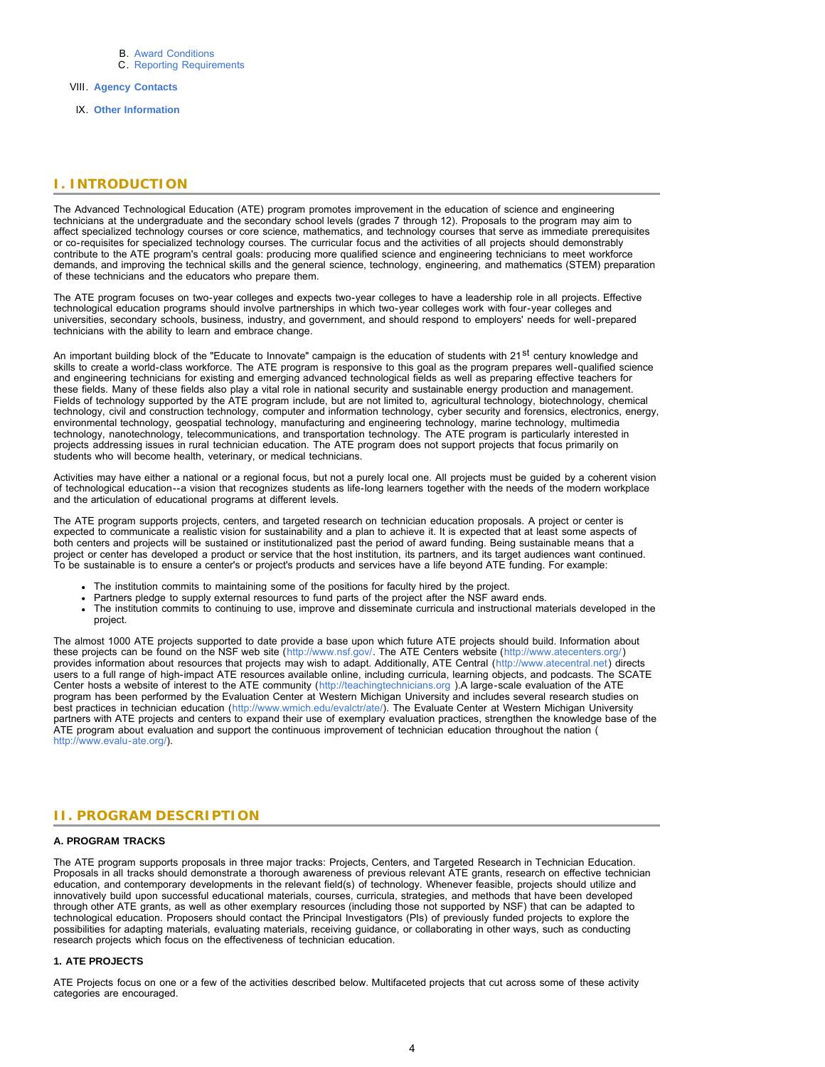B. Award Conditions
C. Reporting Requirements

VIII. **Agency Contacts**

IX. **Other Information**

## I. INTRODUCTION

The Advanced Technological Education (ATE) program promotes improvement in the education of science and engineering technicians at the undergraduate and the secondary school levels (grades 7 through 12). Proposals to the program may aim to affect specialized technology courses or core science, mathematics, and technology courses that serve as immediate prerequisites or co-requisites for specialized technology courses. The curricular focus and the activities of all projects should demonstrably contribute to the ATE program's central goals: producing more qualified science and engineering technicians to meet workforce demands, and improving the technical skills and the general science, technology, engineering, and mathematics (STEM) preparation of these technicians and the educators who prepare them.

The ATE program focuses on two-year colleges and expects two-year colleges to have a leadership role in all projects. Effective technological education programs should involve partnerships in which two-year colleges work with four-year colleges and universities, secondary schools, business, industry, and government, and should respond to employers' needs for well-prepared technicians with the ability to learn and embrace change.

An important building block of the "Educate to Innovate" campaign is the education of students with 21st century knowledge and skills to create a world-class workforce. The ATE program is responsive to this goal as the program prepares well-qualified science and engineering technicians for existing and emerging advanced technological fields as well as preparing effective teachers for these fields. Many of these fields also play a vital role in national security and sustainable energy production and management. Fields of technology supported by the ATE program include, but are not limited to, agricultural technology, biotechnology, chemical technology, civil and construction technology, computer and information technology, cyber security and forensics, electronics, energy, environmental technology, geospatial technology, manufacturing and engineering technology, marine technology, multimedia technology, nanotechnology, telecommunications, and transportation technology. The ATE program is particularly interested in projects addressing issues in rural technician education. The ATE program does not support projects that focus primarily on students who will become health, veterinary, or medical technicians.

Activities may have either a national or a regional focus, but not a purely local one. All projects must be guided by a coherent vision of technological education--a vision that recognizes students as life-long learners together with the needs of the modern workplace and the articulation of educational programs at different levels.

The ATE program supports projects, centers, and targeted research on technician education proposals. A project or center is expected to communicate a realistic vision for sustainability and a plan to achieve it. It is expected that at least some aspects of both centers and projects will be sustained or institutionalized past the period of award funding. Being sustainable means that a project or center has developed a product or service that the host institution, its partners, and its target audiences want continued. To be sustainable is to ensure a center's or project's products and services have a life beyond ATE funding. For example:

- The institution commits to maintaining some of the positions for faculty hired by the project.
- Partners pledge to supply external resources to fund parts of the project after the NSF award ends.
- The institution commits to continuing to use, improve and disseminate curricula and instructional materials developed in the project.

The almost 1000 ATE projects supported to date provide a base upon which future ATE projects should build. Information about these projects can be found on the NSF web site (http://www.nsf.gov/. The ATE Centers website (http://www.atecenters.org/) provides information about resources that projects may wish to adapt. Additionally, ATE Central (http://www.atecentral.net) directs users to a full range of high-impact ATE resources available online, including curricula, learning objects, and podcasts. The SCATE Center hosts a website of interest to the ATE community (http://teachingtechnicians.org ).A large-scale evaluation of the ATE program has been performed by the Evaluation Center at Western Michigan University and includes several research studies on best practices in technician education (http://www.wmich.edu/evalctr/ate/). The Evaluate Center at Western Michigan University partners with ATE projects and centers to expand their use of exemplary evaluation practices, strengthen the knowledge base of the ATE program about evaluation and support the continuous improvement of technician education throughout the nation ( http://www.evalu-ate.org/).

## II. PROGRAM DESCRIPTION

### A. PROGRAM TRACKS

The ATE program supports proposals in three major tracks: Projects, Centers, and Targeted Research in Technician Education. Proposals in all tracks should demonstrate a thorough awareness of previous relevant ATE grants, research on effective technician education, and contemporary developments in the relevant field(s) of technology. Whenever feasible, projects should utilize and innovatively build upon successful educational materials, courses, curricula, strategies, and methods that have been developed through other ATE grants, as well as other exemplary resources (including those not supported by NSF) that can be adapted to technological education. Proposers should contact the Principal Investigators (PIs) of previously funded projects to explore the possibilities for adapting materials, evaluating materials, receiving guidance, or collaborating in other ways, such as conducting research projects which focus on the effectiveness of technician education.

#### 1. ATE PROJECTS

ATE Projects focus on one or a few of the activities described below. Multifaceted projects that cut across some of these activity categories are encouraged.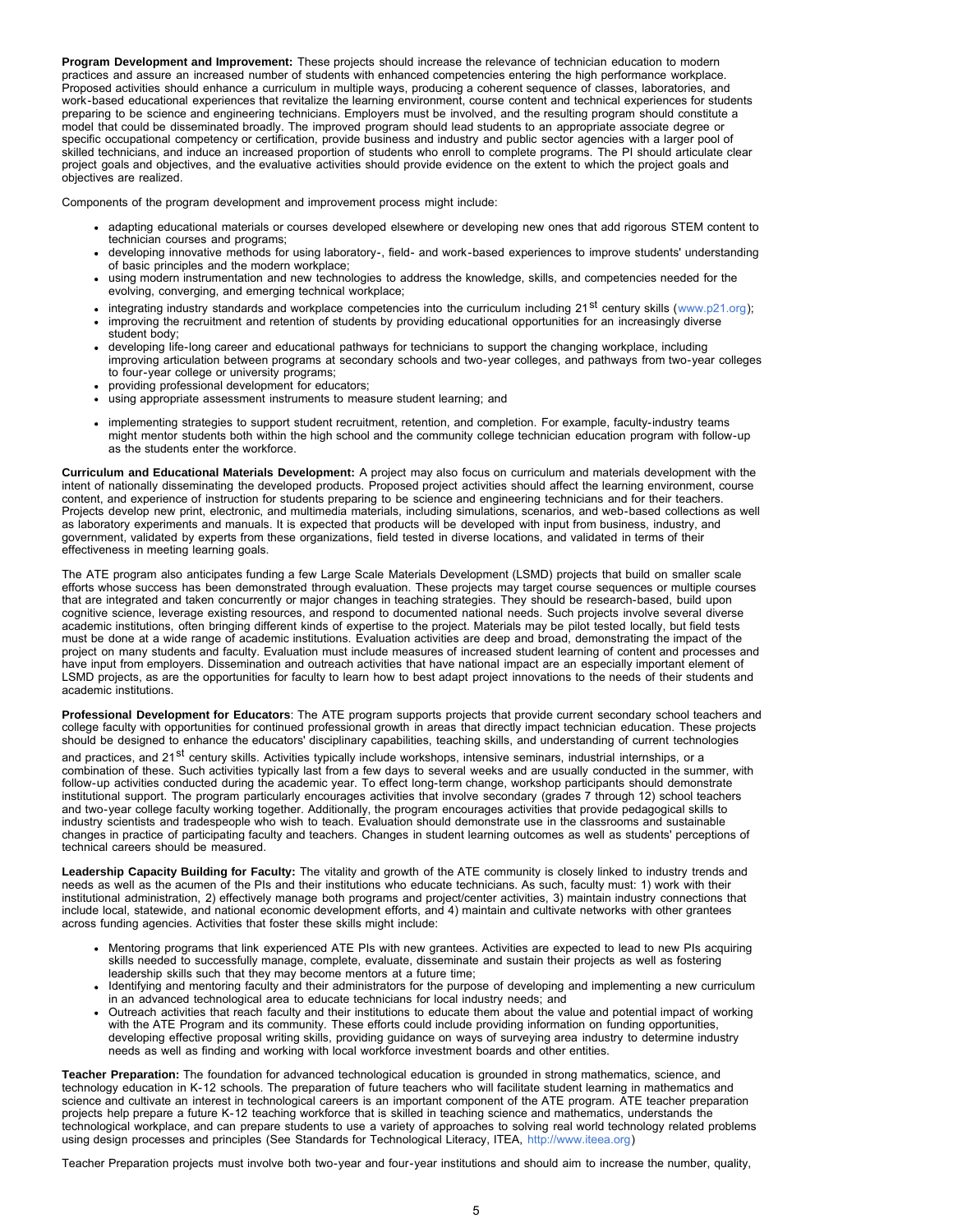**Program Development and Improvement:** These projects should increase the relevance of technician education to modern practices and assure an increased number of students with enhanced competencies entering the high performance workplace. Proposed activities should enhance a curriculum in multiple ways, producing a coherent sequence of classes, laboratories, and work-based educational experiences that revitalize the learning environment, course content and technical experiences for students preparing to be science and engineering technicians. Employers must be involved, and the resulting program should constitute a model that could be disseminated broadly. The improved program should lead students to an appropriate associate degree or specific occupational competency or certification, provide business and industry and public sector agencies with a larger pool of skilled technicians, and induce an increased proportion of students who enroll to complete programs. The PI should articulate clear project goals and objectives, and the evaluative activities should provide evidence on the extent to which the project goals and objectives are realized.

Components of the program development and improvement process might include:

- adapting educational materials or courses developed elsewhere or developing new ones that add rigorous STEM content to technician courses and programs;
- developing innovative methods for using laboratory-, field- and work-based experiences to improve students' understanding of basic principles and the modern workplace;
- using modern instrumentation and new technologies to address the knowledge, skills, and competencies needed for the evolving, converging, and emerging technical workplace;
- integrating industry standards and workplace competencies into the curriculum including 21st century skills (www.p21.org);
- improving the recruitment and retention of students by providing educational opportunities for an increasingly diverse student body;
- developing life-long career and educational pathways for technicians to support the changing workplace, including improving articulation between programs at secondary schools and two-year colleges, and pathways from two-year colleges to four-year college or university programs;
- providing professional development for educators;
- using appropriate assessment instruments to measure student learning; and
- implementing strategies to support student recruitment, retention, and completion. For example, faculty-industry teams might mentor students both within the high school and the community college technician education program with follow-up as the students enter the workforce.

**Curriculum and Educational Materials Development:** A project may also focus on curriculum and materials development with the intent of nationally disseminating the developed products. Proposed project activities should affect the learning environment, course content, and experience of instruction for students preparing to be science and engineering technicians and for their teachers. Projects develop new print, electronic, and multimedia materials, including simulations, scenarios, and web-based collections as well as laboratory experiments and manuals. It is expected that products will be developed with input from business, industry, and government, validated by experts from these organizations, field tested in diverse locations, and validated in terms of their effectiveness in meeting learning goals.

The ATE program also anticipates funding a few Large Scale Materials Development (LSMD) projects that build on smaller scale efforts whose success has been demonstrated through evaluation. These projects may target course sequences or multiple courses that are integrated and taken concurrently or major changes in teaching strategies. They should be research-based, build upon cognitive science, leverage existing resources, and respond to documented national needs. Such projects involve several diverse academic institutions, often bringing different kinds of expertise to the project. Materials may be pilot tested locally, but field tests must be done at a wide range of academic institutions. Evaluation activities are deep and broad, demonstrating the impact of the project on many students and faculty. Evaluation must include measures of increased student learning of content and processes and have input from employers. Dissemination and outreach activities that have national impact are an especially important element of LSMD projects, as are the opportunities for faculty to learn how to best adapt project innovations to the needs of their students and academic institutions.

**Professional Development for Educators**: The ATE program supports projects that provide current secondary school teachers and college faculty with opportunities for continued professional growth in areas that directly impact technician education. These projects should be designed to enhance the educators' disciplinary capabilities, teaching skills, and understanding of current technologies and practices, and 21st century skills. Activities typically include workshops, intensive seminars, industrial internships, or a combination of these. Such activities typically last from a few days to several weeks and are usually conducted in the summer, with follow-up activities conducted during the academic year. To effect long-term change, workshop participants should demonstrate institutional support. The program particularly encourages activities that involve secondary (grades 7 through 12) school teachers and two-year college faculty working together. Additionally, the program encourages activities that provide pedagogical skills to industry scientists and tradespeople who wish to teach. Evaluation should demonstrate use in the classrooms and sustainable changes in practice of participating faculty and teachers. Changes in student learning outcomes as well as students' perceptions of technical careers should be measured.

**Leadership Capacity Building for Faculty:** The vitality and growth of the ATE community is closely linked to industry trends and needs as well as the acumen of the PIs and their institutions who educate technicians. As such, faculty must: 1) work with their institutional administration, 2) effectively manage both programs and project/center activities, 3) maintain industry connections that include local, statewide, and national economic development efforts, and 4) maintain and cultivate networks with other grantees across funding agencies. Activities that foster these skills might include:

- Mentoring programs that link experienced ATE PIs with new grantees. Activities are expected to lead to new PIs acquiring skills needed to successfully manage, complete, evaluate, disseminate and sustain their projects as well as fostering leadership skills such that they may become mentors at a future time;
- Identifying and mentoring faculty and their administrators for the purpose of developing and implementing a new curriculum in an advanced technological area to educate technicians for local industry needs; and
- Outreach activities that reach faculty and their institutions to educate them about the value and potential impact of working with the ATE Program and its community. These efforts could include providing information on funding opportunities, developing effective proposal writing skills, providing guidance on ways of surveying area industry to determine industry needs as well as finding and working with local workforce investment boards and other entities.

**Teacher Preparation:** The foundation for advanced technological education is grounded in strong mathematics, science, and technology education in K-12 schools. The preparation of future teachers who will facilitate student learning in mathematics and science and cultivate an interest in technological careers is an important component of the ATE program. ATE teacher preparation projects help prepare a future K-12 teaching workforce that is skilled in teaching science and mathematics, understands the technological workplace, and can prepare students to use a variety of approaches to solving real world technology related problems using design processes and principles (See Standards for Technological Literacy, ITEA, http://www.iteea.org)

Teacher Preparation projects must involve both two-year and four-year institutions and should aim to increase the number, quality,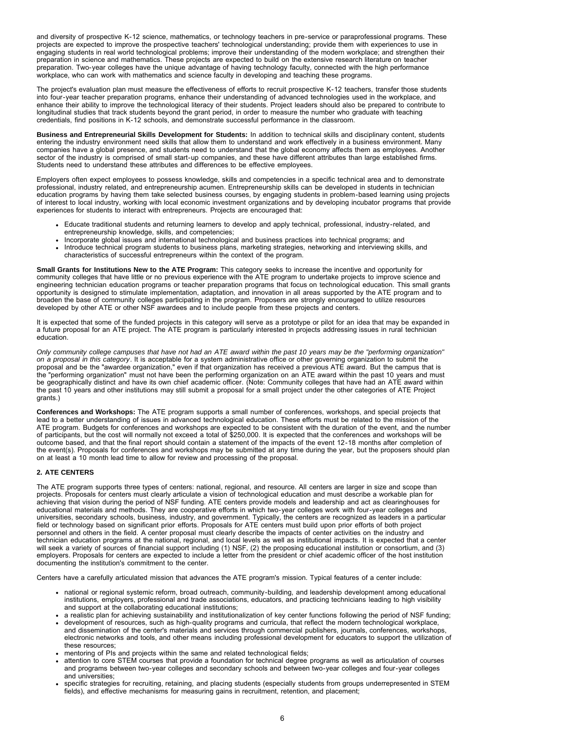and diversity of prospective K-12 science, mathematics, or technology teachers in pre-service or paraprofessional programs. These projects are expected to improve the prospective teachers' technological understanding; provide them with experiences to use in engaging students in real world technological problems; improve their understanding of the modern workplace; and strengthen their preparation in science and mathematics. These projects are expected to build on the extensive research literature on teacher preparation. Two-year colleges have the unique advantage of having technology faculty, connected with the high performance workplace, who can work with mathematics and science faculty in developing and teaching these programs.

The project's evaluation plan must measure the effectiveness of efforts to recruit prospective K-12 teachers, transfer those students into four-year teacher preparation programs, enhance their understanding of advanced technologies used in the workplace, and enhance their ability to improve the technological literacy of their students. Project leaders should also be prepared to contribute to longitudinal studies that track students beyond the grant period, in order to measure the number who graduate with teaching credentials, find positions in K-12 schools, and demonstrate successful performance in the classroom.

**Business and Entrepreneurial Skills Development for Students:** In addition to technical skills and disciplinary content, students entering the industry environment need skills that allow them to understand and work effectively in a business environment. Many companies have a global presence, and students need to understand that the global economy affects them as employees. Another sector of the industry is comprised of small start-up companies, and these have different attributes than large established firms. Students need to understand these attributes and differences to be effective employees.

Employers often expect employees to possess knowledge, skills and competencies in a specific technical area and to demonstrate professional, industry related, and entrepreneurship acumen. Entrepreneurship skills can be developed in students in technician education programs by having them take selected business courses, by engaging students in problem-based learning using projects of interest to local industry, working with local economic investment organizations and by developing incubator programs that provide experiences for students to interact with entrepreneurs. Projects are encouraged that:

- Educate traditional students and returning learners to develop and apply technical, professional, industry-related, and entrepreneurship knowledge, skills, and competencies;
- Incorporate global issues and international technological and business practices into technical programs; and
- Introduce technical program students to business plans, marketing strategies, networking and interviewing skills, and characteristics of successful entrepreneurs within the context of the program.

**Small Grants for Institutions New to the ATE Program:** This category seeks to increase the incentive and opportunity for community colleges that have little or no previous experience with the ATE program to undertake projects to improve science and engineering technician education programs or teacher preparation programs that focus on technological education. This small grants opportunity is designed to stimulate implementation, adaptation, and innovation in all areas supported by the ATE program and to broaden the base of community colleges participating in the program. Proposers are strongly encouraged to utilize resources developed by other ATE or other NSF awardees and to include people from these projects and centers.

It is expected that some of the funded projects in this category will serve as a prototype or pilot for an idea that may be expanded in a future proposal for an ATE project. The ATE program is particularly interested in projects addressing issues in rural technician education.

*Only community college campuses that have not had an ATE award within the past 10 years may be the "performing organization" on a proposal in this category*. It is acceptable for a system administrative office or other governing organization to submit the proposal and be the "awardee organization," even if that organization has received a previous ATE award. But the campus that is the "performing organization" must not have been the performing organization on an ATE award within the past 10 years and must be geographically distinct and have its own chief academic officer. (Note: Community colleges that have had an ATE award within the past 10 years and other institutions may still submit a proposal for a small project under the other categories of ATE Project grants.)

**Conferences and Workshops:** The ATE program supports a small number of conferences, workshops, and special projects that lead to a better understanding of issues in advanced technological education. These efforts must be related to the mission of the ATE program. Budgets for conferences and workshops are expected to be consistent with the duration of the event, and the number of participants, but the cost will normally not exceed a total of $250,000. It is expected that the conferences and workshops will be outcome based, and that the final report should contain a statement of the impacts of the event 12-18 months after completion of the event(s). Proposals for conferences and workshops may be submitted at any time during the year, but the proposers should plan on at least a 10 month lead time to allow for review and processing of the proposal.

#### 2. ATE CENTERS

The ATE program supports three types of centers: national, regional, and resource. All centers are larger in size and scope than projects. Proposals for centers must clearly articulate a vision of technological education and must describe a workable plan for achieving that vision during the period of NSF funding. ATE centers provide models and leadership and act as clearinghouses for educational materials and methods. They are cooperative efforts in which two-year colleges work with four-year colleges and universities, secondary schools, business, industry, and government. Typically, the centers are recognized as leaders in a particular field or technology based on significant prior efforts. Proposals for ATE centers must build upon prior efforts of both project personnel and others in the field. A center proposal must clearly describe the impacts of center activities on the industry and technician education programs at the national, regional, and local levels as well as institutional impacts. It is expected that a center will seek a variety of sources of financial support including (1) NSF, (2) the proposing educational institution or consortium, and (3) employers. Proposals for centers are expected to include a letter from the president or chief academic officer of the host institution documenting the institution's commitment to the center.

Centers have a carefully articulated mission that advances the ATE program's mission. Typical features of a center include:

- national or regional systemic reform, broad outreach, community-building, and leadership development among educational institutions, employers, professional and trade associations, educators, and practicing technicians leading to high visibility and support at the collaborating educational institutions;
- a realistic plan for achieving sustainability and institutionalization of key center functions following the period of NSF funding;
- development of resources, such as high-quality programs and curricula, that reflect the modern technological workplace, and dissemination of the center's materials and services through commercial publishers, journals, conferences, workshops, electronic networks and tools, and other means including professional development for educators to support the utilization of these resources;
- mentoring of PIs and projects within the same and related technological fields;
- attention to core STEM courses that provide a foundation for technical degree programs as well as articulation of courses and programs between two-year colleges and secondary schools and between two-year colleges and four-year colleges and universities;
- specific strategies for recruiting, retaining, and placing students (especially students from groups underrepresented in STEM fields), and effective mechanisms for measuring gains in recruitment, retention, and placement;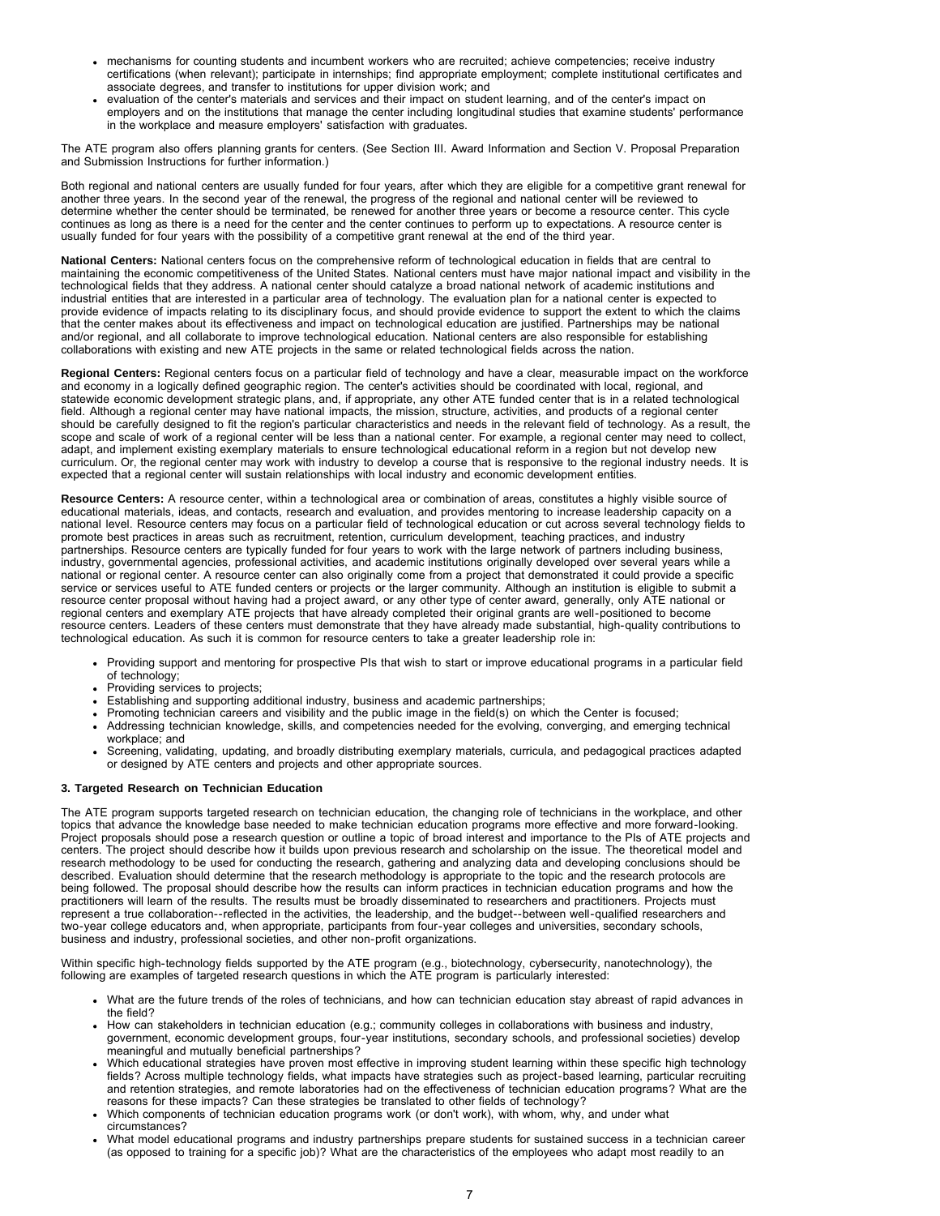- mechanisms for counting students and incumbent workers who are recruited; achieve competencies; receive industry certifications (when relevant); participate in internships; find appropriate employment; complete institutional certificates and associate degrees, and transfer to institutions for upper division work; and
- evaluation of the center's materials and services and their impact on student learning, and of the center's impact on employers and on the institutions that manage the center including longitudinal studies that examine students' performance in the workplace and measure employers' satisfaction with graduates.

The ATE program also offers planning grants for centers. (See Section III. Award Information and Section V. Proposal Preparation and Submission Instructions for further information.)

Both regional and national centers are usually funded for four years, after which they are eligible for a competitive grant renewal for another three years. In the second year of the renewal, the progress of the regional and national center will be reviewed to determine whether the center should be terminated, be renewed for another three years or become a resource center. This cycle continues as long as there is a need for the center and the center continues to perform up to expectations. A resource center is usually funded for four years with the possibility of a competitive grant renewal at the end of the third year.

**National Centers:** National centers focus on the comprehensive reform of technological education in fields that are central to maintaining the economic competitiveness of the United States. National centers must have major national impact and visibility in the technological fields that they address. A national center should catalyze a broad national network of academic institutions and industrial entities that are interested in a particular area of technology. The evaluation plan for a national center is expected to provide evidence of impacts relating to its disciplinary focus, and should provide evidence to support the extent to which the claims that the center makes about its effectiveness and impact on technological education are justified. Partnerships may be national and/or regional, and all collaborate to improve technological education. National centers are also responsible for establishing collaborations with existing and new ATE projects in the same or related technological fields across the nation.

**Regional Centers:** Regional centers focus on a particular field of technology and have a clear, measurable impact on the workforce and economy in a logically defined geographic region. The center's activities should be coordinated with local, regional, and statewide economic development strategic plans, and, if appropriate, any other ATE funded center that is in a related technological field. Although a regional center may have national impacts, the mission, structure, activities, and products of a regional center should be carefully designed to fit the region's particular characteristics and needs in the relevant field of technology. As a result, the scope and scale of work of a regional center will be less than a national center. For example, a regional center may need to collect, adapt, and implement existing exemplary materials to ensure technological educational reform in a region but not develop new curriculum. Or, the regional center may work with industry to develop a course that is responsive to the regional industry needs. It is expected that a regional center will sustain relationships with local industry and economic development entities.

**Resource Centers:** A resource center, within a technological area or combination of areas, constitutes a highly visible source of educational materials, ideas, and contacts, research and evaluation, and provides mentoring to increase leadership capacity on a national level. Resource centers may focus on a particular field of technological education or cut across several technology fields to promote best practices in areas such as recruitment, retention, curriculum development, teaching practices, and industry partnerships. Resource centers are typically funded for four years to work with the large network of partners including business, industry, governmental agencies, professional activities, and academic institutions originally developed over several years while a national or regional center. A resource center can also originally come from a project that demonstrated it could provide a specific service or services useful to ATE funded centers or projects or the larger community. Although an institution is eligible to submit a resource center proposal without having had a project award, or any other type of center award, generally, only ATE national or regional centers and exemplary ATE projects that have already completed their original grants are well-positioned to become resource centers. Leaders of these centers must demonstrate that they have already made substantial, high-quality contributions to technological education. As such it is common for resource centers to take a greater leadership role in:

- Providing support and mentoring for prospective PIs that wish to start or improve educational programs in a particular field of technology;
- Providing services to projects;
- Establishing and supporting additional industry, business and academic partnerships;
- Promoting technician careers and visibility and the public image in the field(s) on which the Center is focused;
- Addressing technician knowledge, skills, and competencies needed for the evolving, converging, and emerging technical workplace; and
- Screening, validating, updating, and broadly distributing exemplary materials, curricula, and pedagogical practices adapted or designed by ATE centers and projects and other appropriate sources.

### 3. Targeted Research on Technician Education

The ATE program supports targeted research on technician education, the changing role of technicians in the workplace, and other topics that advance the knowledge base needed to make technician education programs more effective and more forward-looking. Project proposals should pose a research question or outline a topic of broad interest and importance to the PIs of ATE projects and centers. The project should describe how it builds upon previous research and scholarship on the issue. The theoretical model and research methodology to be used for conducting the research, gathering and analyzing data and developing conclusions should be described. Evaluation should determine that the research methodology is appropriate to the topic and the research protocols are being followed. The proposal should describe how the results can inform practices in technician education programs and how the practitioners will learn of the results. The results must be broadly disseminated to researchers and practitioners. Projects must represent a true collaboration--reflected in the activities, the leadership, and the budget--between well-qualified researchers and two-year college educators and, when appropriate, participants from four-year colleges and universities, secondary schools, business and industry, professional societies, and other non-profit organizations.

Within specific high-technology fields supported by the ATE program (e.g., biotechnology, cybersecurity, nanotechnology), the following are examples of targeted research questions in which the ATE program is particularly interested:

- What are the future trends of the roles of technicians, and how can technician education stay abreast of rapid advances in the field?
- How can stakeholders in technician education (e.g.; community colleges in collaborations with business and industry, government, economic development groups, four-year institutions, secondary schools, and professional societies) develop meaningful and mutually beneficial partnerships?
- Which educational strategies have proven most effective in improving student learning within these specific high technology fields? Across multiple technology fields, what impacts have strategies such as project-based learning, particular recruiting and retention strategies, and remote laboratories had on the effectiveness of technician education programs? What are the reasons for these impacts? Can these strategies be translated to other fields of technology?
- Which components of technician education programs work (or don't work), with whom, why, and under what circumstances?
- What model educational programs and industry partnerships prepare students for sustained success in a technician career (as opposed to training for a specific job)? What are the characteristics of the employees who adapt most readily to an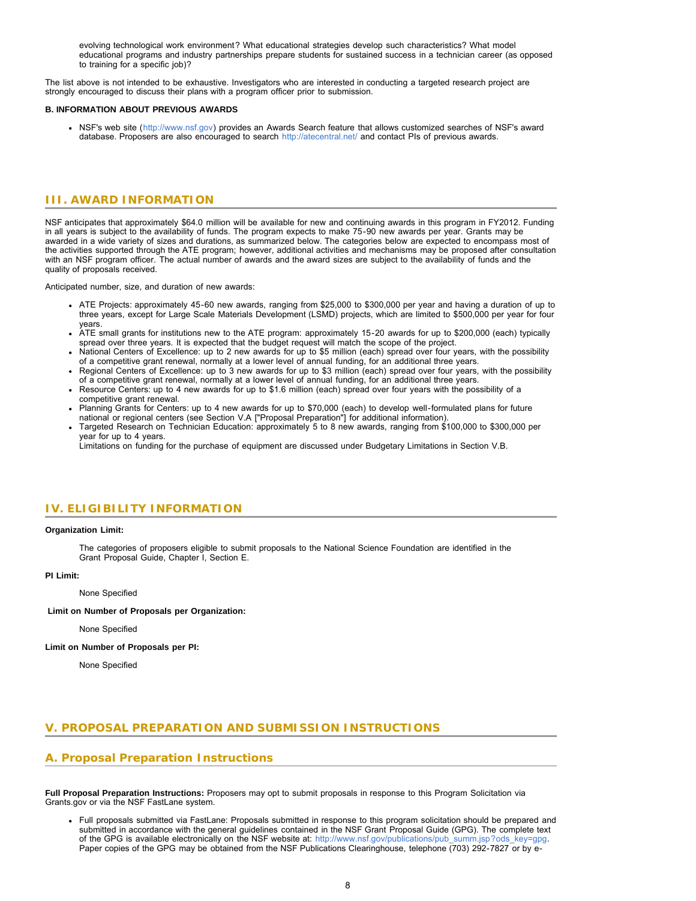evolving technological work environment? What educational strategies develop such characteristics? What model educational programs and industry partnerships prepare students for sustained success in a technician career (as opposed to training for a specific job)?

The list above is not intended to be exhaustive. Investigators who are interested in conducting a targeted research project are strongly encouraged to discuss their plans with a program officer prior to submission.

**B. INFORMATION ABOUT PREVIOUS AWARDS**

- NSF's web site (http://www.nsf.gov) provides an Awards Search feature that allows customized searches of NSF's award database. Proposers are also encouraged to search http://atecentral.net/ and contact PIs of previous awards.

## III. AWARD INFORMATION

NSF anticipates that approximately $64.0 million will be available for new and continuing awards in this program in FY2012. Funding in all years is subject to the availability of funds. The program expects to make 75-90 new awards per year. Grants may be awarded in a wide variety of sizes and durations, as summarized below. The categories below are expected to encompass most of the activities supported through the ATE program; however, additional activities and mechanisms may be proposed after consultation with an NSF program officer. The actual number of awards and the award sizes are subject to the availability of funds and the quality of proposals received.

Anticipated number, size, and duration of new awards:

- ATE Projects: approximately 45-60 new awards, ranging from $25,000 to $300,000 per year and having a duration of up to three years, except for Large Scale Materials Development (LSMD) projects, which are limited to $500,000 per year for four years.
- ATE small grants for institutions new to the ATE program: approximately 15-20 awards for up to $200,000 (each) typically spread over three years. It is expected that the budget request will match the scope of the project.
- National Centers of Excellence: up to 2 new awards for up to $5 million (each) spread over four years, with the possibility of a competitive grant renewal, normally at a lower level of annual funding, for an additional three years.
- Regional Centers of Excellence: up to 3 new awards for up to $3 million (each) spread over four years, with the possibility of a competitive grant renewal, normally at a lower level of annual funding, for an additional three years.
- Resource Centers: up to 4 new awards for up to $1.6 million (each) spread over four years with the possibility of a competitive grant renewal.
- Planning Grants for Centers: up to 4 new awards for up to $70,000 (each) to develop well-formulated plans for future national or regional centers (see Section V.A ["Proposal Preparation"] for additional information).
- Targeted Research on Technician Education: approximately 5 to 8 new awards, ranging from $100,000 to $300,000 per year for up to 4 years.
  Limitations on funding for the purchase of equipment are discussed under Budgetary Limitations in Section V.B.

## IV. ELIGIBILITY INFORMATION

**Organization Limit:**

The categories of proposers eligible to submit proposals to the National Science Foundation are identified in the Grant Proposal Guide, Chapter I, Section E.

**PI Limit:**

None Specified

**Limit on Number of Proposals per Organization:**

None Specified

**Limit on Number of Proposals per PI:**

None Specified

## V. PROPOSAL PREPARATION AND SUBMISSION INSTRUCTIONS

### A. Proposal Preparation Instructions

**Full Proposal Preparation Instructions:** Proposers may opt to submit proposals in response to this Program Solicitation via Grants.gov or via the NSF FastLane system.

- Full proposals submitted via FastLane: Proposals submitted in response to this program solicitation should be prepared and submitted in accordance with the general guidelines contained in the NSF Grant Proposal Guide (GPG). The complete text of the GPG is available electronically on the NSF website at: http://www.nsf.gov/publications/pub_summ.jsp?ods_key=gpg. Paper copies of the GPG may be obtained from the NSF Publications Clearinghouse, telephone (703) 292-7827 or by e-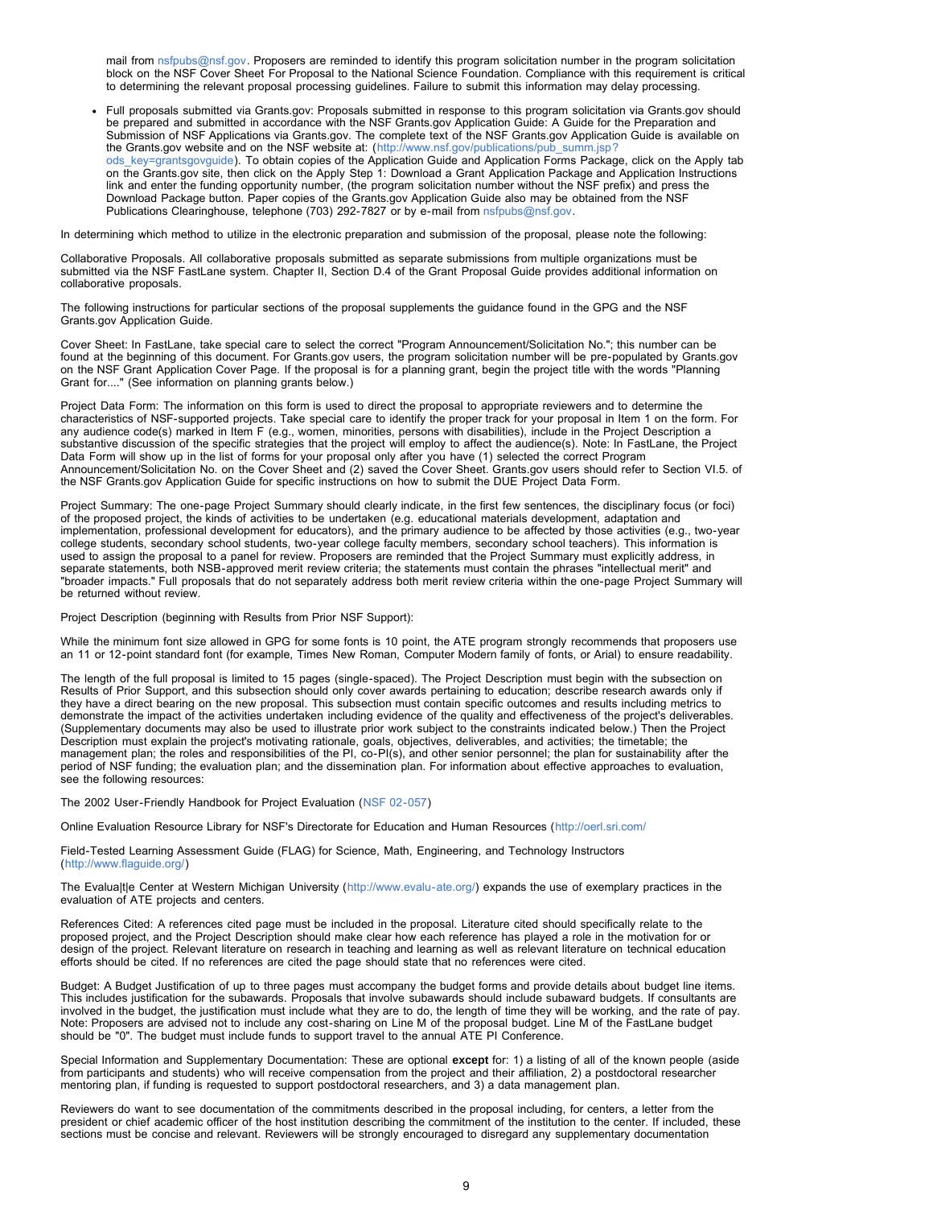mail from nsfpubs@nsf.gov. Proposers are reminded to identify this program solicitation number in the program solicitation block on the NSF Cover Sheet For Proposal to the National Science Foundation. Compliance with this requirement is critical to determining the relevant proposal processing guidelines. Failure to submit this information may delay processing.

- Full proposals submitted via Grants.gov: Proposals submitted in response to this program solicitation via Grants.gov should be prepared and submitted in accordance with the NSF Grants.gov Application Guide: A Guide for the Preparation and Submission of NSF Applications via Grants.gov. The complete text of the NSF Grants.gov Application Guide is available on the Grants.gov website and on the NSF website at: (http://www.nsf.gov/publications/pub_summ.jsp?ods_key=grantsgovguide). To obtain copies of the Application Guide and Application Forms Package, click on the Apply tab on the Grants.gov site, then click on the Apply Step 1: Download a Grant Application Package and Application Instructions link and enter the funding opportunity number, (the program solicitation number without the NSF prefix) and press the Download Package button. Paper copies of the Grants.gov Application Guide also may be obtained from the NSF Publications Clearinghouse, telephone (703) 292-7827 or by e-mail from nsfpubs@nsf.gov.

In determining which method to utilize in the electronic preparation and submission of the proposal, please note the following:

Collaborative Proposals. All collaborative proposals submitted as separate submissions from multiple organizations must be submitted via the NSF FastLane system. Chapter II, Section D.4 of the Grant Proposal Guide provides additional information on collaborative proposals.

The following instructions for particular sections of the proposal supplements the guidance found in the GPG and the NSF Grants.gov Application Guide.

Cover Sheet: In FastLane, take special care to select the correct "Program Announcement/Solicitation No."; this number can be found at the beginning of this document. For Grants.gov users, the program solicitation number will be pre-populated by Grants.gov on the NSF Grant Application Cover Page. If the proposal is for a planning grant, begin the project title with the words "Planning Grant for...." (See information on planning grants below.)

Project Data Form: The information on this form is used to direct the proposal to appropriate reviewers and to determine the characteristics of NSF-supported projects. Take special care to identify the proper track for your proposal in Item 1 on the form. For any audience code(s) marked in Item F (e.g., women, minorities, persons with disabilities), include in the Project Description a substantive discussion of the specific strategies that the project will employ to affect the audience(s). Note: In FastLane, the Project Data Form will show up in the list of forms for your proposal only after you have (1) selected the correct Program Announcement/Solicitation No. on the Cover Sheet and (2) saved the Cover Sheet. Grants.gov users should refer to Section VI.5. of the NSF Grants.gov Application Guide for specific instructions on how to submit the DUE Project Data Form.

Project Summary: The one-page Project Summary should clearly indicate, in the first few sentences, the disciplinary focus (or foci) of the proposed project, the kinds of activities to be undertaken (e.g. educational materials development, adaptation and implementation, professional development for educators), and the primary audience to be affected by those activities (e.g., two-year college students, secondary school students, two-year college faculty members, secondary school teachers). This information is used to assign the proposal to a panel for review. Proposers are reminded that the Project Summary must explicitly address, in separate statements, both NSB-approved merit review criteria; the statements must contain the phrases "intellectual merit" and "broader impacts." Full proposals that do not separately address both merit review criteria within the one-page Project Summary will be returned without review.

Project Description (beginning with Results from Prior NSF Support):

While the minimum font size allowed in GPG for some fonts is 10 point, the ATE program strongly recommends that proposers use an 11 or 12-point standard font (for example, Times New Roman, Computer Modern family of fonts, or Arial) to ensure readability.

The length of the full proposal is limited to 15 pages (single-spaced). The Project Description must begin with the subsection on Results of Prior Support, and this subsection should only cover awards pertaining to education; describe research awards only if they have a direct bearing on the new proposal. This subsection must contain specific outcomes and results including metrics to demonstrate the impact of the activities undertaken including evidence of the quality and effectiveness of the project's deliverables. (Supplementary documents may also be used to illustrate prior work subject to the constraints indicated below.) Then the Project Description must explain the project's motivating rationale, goals, objectives, deliverables, and activities; the timetable; the management plan; the roles and responsibilities of the PI, co-PI(s), and other senior personnel; the plan for sustainability after the period of NSF funding; the evaluation plan; and the dissemination plan. For information about effective approaches to evaluation, see the following resources:

The 2002 User-Friendly Handbook for Project Evaluation (NSF 02-057)

Online Evaluation Resource Library for NSF's Directorate for Education and Human Resources (http://oerl.sri.com/

Field-Tested Learning Assessment Guide (FLAG) for Science, Math, Engineering, and Technology Instructors (http://www.flaguide.org/)

The Evalua|t|e Center at Western Michigan University (http://www.evalu-ate.org/) expands the use of exemplary practices in the evaluation of ATE projects and centers.

References Cited: A references cited page must be included in the proposal. Literature cited should specifically relate to the proposed project, and the Project Description should make clear how each reference has played a role in the motivation for or design of the project. Relevant literature on research in teaching and learning as well as relevant literature on technical education efforts should be cited. If no references are cited the page should state that no references were cited.

Budget: A Budget Justification of up to three pages must accompany the budget forms and provide details about budget line items. This includes justification for the subawards. Proposals that involve subawards should include subaward budgets. If consultants are involved in the budget, the justification must include what they are to do, the length of time they will be working, and the rate of pay. Note: Proposers are advised not to include any cost-sharing on Line M of the proposal budget. Line M of the FastLane budget should be "0". The budget must include funds to support travel to the annual ATE PI Conference.

Special Information and Supplementary Documentation: These are optional **except** for: 1) a listing of all of the known people (aside from participants and students) who will receive compensation from the project and their affiliation, 2) a postdoctoral researcher mentoring plan, if funding is requested to support postdoctoral researchers, and 3) a data management plan.

Reviewers do want to see documentation of the commitments described in the proposal including, for centers, a letter from the president or chief academic officer of the host institution describing the commitment of the institution to the center. If included, these sections must be concise and relevant. Reviewers will be strongly encouraged to disregard any supplementary documentation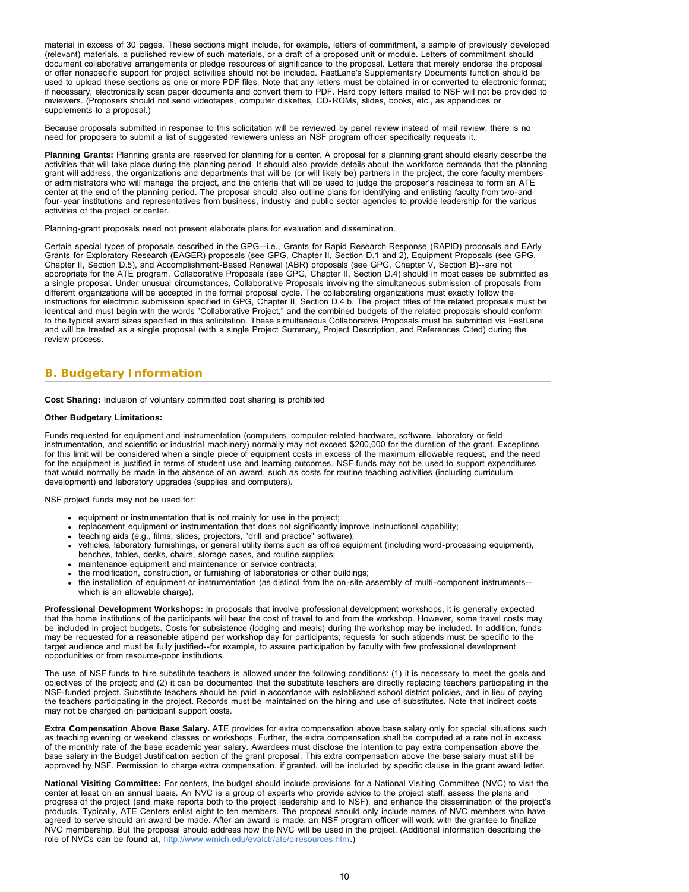material in excess of 30 pages. These sections might include, for example, letters of commitment, a sample of previously developed (relevant) materials, a published review of such materials, or a draft of a proposed unit or module. Letters of commitment should document collaborative arrangements or pledge resources of significance to the proposal. Letters that merely endorse the proposal or offer nonspecific support for project activities should not be included. FastLane's Supplementary Documents function should be used to upload these sections as one or more PDF files. Note that any letters must be obtained in or converted to electronic format; if necessary, electronically scan paper documents and convert them to PDF. Hard copy letters mailed to NSF will not be provided to reviewers. (Proposers should not send videotapes, computer diskettes, CD-ROMs, slides, books, etc., as appendices or supplements to a proposal.)

Because proposals submitted in response to this solicitation will be reviewed by panel review instead of mail review, there is no need for proposers to submit a list of suggested reviewers unless an NSF program officer specifically requests it.

**Planning Grants:** Planning grants are reserved for planning for a center. A proposal for a planning grant should clearly describe the activities that will take place during the planning period. It should also provide details about the workforce demands that the planning grant will address, the organizations and departments that will be (or will likely be) partners in the project, the core faculty members or administrators who will manage the project, and the criteria that will be used to judge the proposer's readiness to form an ATE center at the end of the planning period. The proposal should also outline plans for identifying and enlisting faculty from two-and four-year institutions and representatives from business, industry and public sector agencies to provide leadership for the various activities of the project or center.

Planning-grant proposals need not present elaborate plans for evaluation and dissemination.

Certain special types of proposals described in the GPG--i.e., Grants for Rapid Research Response (RAPID) proposals and EArly Grants for Exploratory Research (EAGER) proposals (see GPG, Chapter II, Section D.1 and 2), Equipment Proposals (see GPG, Chapter II, Section D.5), and Accomplishment-Based Renewal (ABR) proposals (see GPG, Chapter V, Section B)--are not appropriate for the ATE program. Collaborative Proposals (see GPG, Chapter II, Section D.4) should in most cases be submitted as a single proposal. Under unusual circumstances, Collaborative Proposals involving the simultaneous submission of proposals from different organizations will be accepted in the formal proposal cycle. The collaborating organizations must exactly follow the instructions for electronic submission specified in GPG, Chapter II, Section D.4.b. The project titles of the related proposals must be identical and must begin with the words "Collaborative Project," and the combined budgets of the related proposals should conform to the typical award sizes specified in this solicitation. These simultaneous Collaborative Proposals must be submitted via FastLane and will be treated as a single proposal (with a single Project Summary, Project Description, and References Cited) during the review process.

## B. Budgetary Information

**Cost Sharing:** Inclusion of voluntary committed cost sharing is prohibited

**Other Budgetary Limitations:**

Funds requested for equipment and instrumentation (computers, computer-related hardware, software, laboratory or field instrumentation, and scientific or industrial machinery) normally may not exceed $200,000 for the duration of the grant. Exceptions for this limit will be considered when a single piece of equipment costs in excess of the maximum allowable request, and the need for the equipment is justified in terms of student use and learning outcomes. NSF funds may not be used to support expenditures that would normally be made in the absence of an award, such as costs for routine teaching activities (including curriculum development) and laboratory upgrades (supplies and computers).

NSF project funds may not be used for:

- equipment or instrumentation that is not mainly for use in the project;
- replacement equipment or instrumentation that does not significantly improve instructional capability;
- teaching aids (e.g., films, slides, projectors, "drill and practice" software);
- vehicles, laboratory furnishings, or general utility items such as office equipment (including word-processing equipment), benches, tables, desks, chairs, storage cases, and routine supplies;
- maintenance equipment and maintenance or service contracts;
- the modification, construction, or furnishing of laboratories or other buildings;
- the installation of equipment or instrumentation (as distinct from the on-site assembly of multi-component instruments--which is an allowable charge).

**Professional Development Workshops:** In proposals that involve professional development workshops, it is generally expected that the home institutions of the participants will bear the cost of travel to and from the workshop. However, some travel costs may be included in project budgets. Costs for subsistence (lodging and meals) during the workshop may be included. In addition, funds may be requested for a reasonable stipend per workshop day for participants; requests for such stipends must be specific to the target audience and must be fully justified--for example, to assure participation by faculty with few professional development opportunities or from resource-poor institutions.

The use of NSF funds to hire substitute teachers is allowed under the following conditions: (1) it is necessary to meet the goals and objectives of the project; and (2) it can be documented that the substitute teachers are directly replacing teachers participating in the NSF-funded project. Substitute teachers should be paid in accordance with established school district policies, and in lieu of paying the teachers participating in the project. Records must be maintained on the hiring and use of substitutes. Note that indirect costs may not be charged on participant support costs.

**Extra Compensation Above Base Salary.** ATE provides for extra compensation above base salary only for special situations such as teaching evening or weekend classes or workshops. Further, the extra compensation shall be computed at a rate not in excess of the monthly rate of the base academic year salary. Awardees must disclose the intention to pay extra compensation above the base salary in the Budget Justification section of the grant proposal. This extra compensation above the base salary must still be approved by NSF. Permission to charge extra compensation, if granted, will be included by specific clause in the grant award letter.

**National Visiting Committee:** For centers, the budget should include provisions for a National Visiting Committee (NVC) to visit the center at least on an annual basis. An NVC is a group of experts who provide advice to the project staff, assess the plans and progress of the project (and make reports both to the project leadership and to NSF), and enhance the dissemination of the project's products. Typically, ATE Centers enlist eight to ten members. The proposal should only include names of NVC members who have agreed to serve should an award be made. After an award is made, an NSF program officer will work with the grantee to finalize NVC membership. But the proposal should address how the NVC will be used in the project. (Additional information describing the role of NVCs can be found at, http://www.wmich.edu/evalctr/ate/piresources.htm.)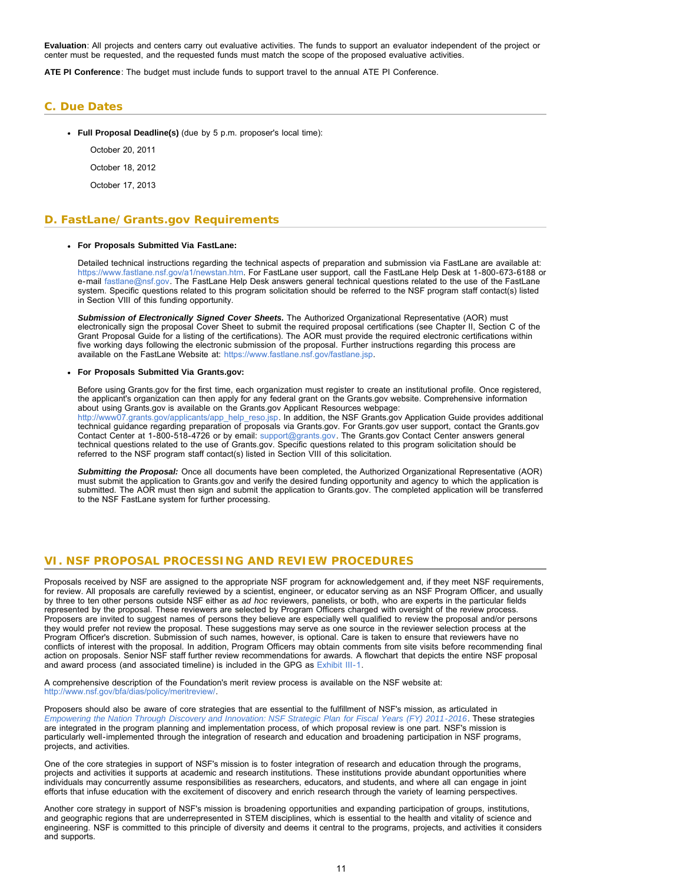**Evaluation**: All projects and centers carry out evaluative activities. The funds to support an evaluator independent of the project or center must be requested, and the requested funds must match the scope of the proposed evaluative activities.

**ATE PI Conference**: The budget must include funds to support travel to the annual ATE PI Conference.

## C. Due Dates

- **Full Proposal Deadline(s)** (due by 5 p.m. proposer's local time):

  October 20, 2011

  October 18, 2012

  October 17, 2013

## D. FastLane/Grants.gov Requirements

- **For Proposals Submitted Via FastLane:**

  Detailed technical instructions regarding the technical aspects of preparation and submission via FastLane are available at: https://www.fastlane.nsf.gov/a1/newstan.htm. For FastLane user support, call the FastLane Help Desk at 1-800-673-6188 or e-mail fastlane@nsf.gov. The FastLane Help Desk answers general technical questions related to the use of the FastLane system. Specific questions related to this program solicitation should be referred to the NSF program staff contact(s) listed in Section VIII of this funding opportunity.

  ***Submission of Electronically Signed Cover Sheets.*** The Authorized Organizational Representative (AOR) must electronically sign the proposal Cover Sheet to submit the required proposal certifications (see Chapter II, Section C of the Grant Proposal Guide for a listing of the certifications). The AOR must provide the required electronic certifications within five working days following the electronic submission of the proposal. Further instructions regarding this process are available on the FastLane Website at: https://www.fastlane.nsf.gov/fastlane.jsp.

- **For Proposals Submitted Via Grants.gov:**

  Before using Grants.gov for the first time, each organization must register to create an institutional profile. Once registered, the applicant's organization can then apply for any federal grant on the Grants.gov website. Comprehensive information about using Grants.gov is available on the Grants.gov Applicant Resources webpage: http://www07.grants.gov/applicants/app_help_reso.jsp. In addition, the NSF Grants.gov Application Guide provides additional technical guidance regarding preparation of proposals via Grants.gov. For Grants.gov user support, contact the Grants.gov Contact Center at 1-800-518-4726 or by email: support@grants.gov. The Grants.gov Contact Center answers general technical questions related to the use of Grants.gov. Specific questions related to this program solicitation should be referred to the NSF program staff contact(s) listed in Section VIII of this solicitation.

  ***Submitting the Proposal:*** Once all documents have been completed, the Authorized Organizational Representative (AOR) must submit the application to Grants.gov and verify the desired funding opportunity and agency to which the application is submitted. The AOR must then sign and submit the application to Grants.gov. The completed application will be transferred to the NSF FastLane system for further processing.

# VI. NSF PROPOSAL PROCESSING AND REVIEW PROCEDURES

Proposals received by NSF are assigned to the appropriate NSF program for acknowledgement and, if they meet NSF requirements, for review. All proposals are carefully reviewed by a scientist, engineer, or educator serving as an NSF Program Officer, and usually by three to ten other persons outside NSF either as *ad hoc* reviewers, panelists, or both, who are experts in the particular fields represented by the proposal. These reviewers are selected by Program Officers charged with oversight of the review process. Proposers are invited to suggest names of persons they believe are especially well qualified to review the proposal and/or persons they would prefer not review the proposal. These suggestions may serve as one source in the reviewer selection process at the Program Officer's discretion. Submission of such names, however, is optional. Care is taken to ensure that reviewers have no conflicts of interest with the proposal. In addition, Program Officers may obtain comments from site visits before recommending final action on proposals. Senior NSF staff further review recommendations for awards. A flowchart that depicts the entire NSF proposal and award process (and associated timeline) is included in the GPG as Exhibit III-1.

A comprehensive description of the Foundation's merit review process is available on the NSF website at: http://www.nsf.gov/bfa/dias/policy/meritreview/.

Proposers should also be aware of core strategies that are essential to the fulfillment of NSF's mission, as articulated in *Empowering the Nation Through Discovery and Innovation: NSF Strategic Plan for Fiscal Years (FY) 2011-2016*. These strategies are integrated in the program planning and implementation process, of which proposal review is one part. NSF's mission is particularly well-implemented through the integration of research and education and broadening participation in NSF programs, projects, and activities.

One of the core strategies in support of NSF's mission is to foster integration of research and education through the programs, projects and activities it supports at academic and research institutions. These institutions provide abundant opportunities where individuals may concurrently assume responsibilities as researchers, educators, and students, and where all can engage in joint efforts that infuse education with the excitement of discovery and enrich research through the variety of learning perspectives.

Another core strategy in support of NSF's mission is broadening opportunities and expanding participation of groups, institutions, and geographic regions that are underrepresented in STEM disciplines, which is essential to the health and vitality of science and engineering. NSF is committed to this principle of diversity and deems it central to the programs, projects, and activities it considers and supports.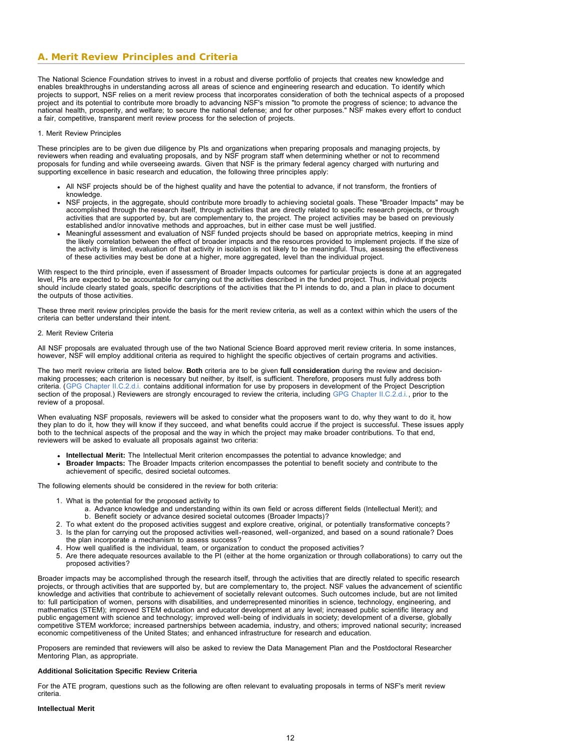## A. Merit Review Principles and Criteria

The National Science Foundation strives to invest in a robust and diverse portfolio of projects that creates new knowledge and enables breakthroughs in understanding across all areas of science and engineering research and education. To identify which projects to support, NSF relies on a merit review process that incorporates consideration of both the technical aspects of a proposed project and its potential to contribute more broadly to advancing NSF's mission "to promote the progress of science; to advance the national health, prosperity, and welfare; to secure the national defense; and for other purposes." NSF makes every effort to conduct a fair, competitive, transparent merit review process for the selection of projects.

1. Merit Review Principles

These principles are to be given due diligence by PIs and organizations when preparing proposals and managing projects, by reviewers when reading and evaluating proposals, and by NSF program staff when determining whether or not to recommend proposals for funding and while overseeing awards. Given that NSF is the primary federal agency charged with nurturing and supporting excellence in basic research and education, the following three principles apply:

- All NSF projects should be of the highest quality and have the potential to advance, if not transform, the frontiers of knowledge.
- NSF projects, in the aggregate, should contribute more broadly to achieving societal goals. These "Broader Impacts" may be accomplished through the research itself, through activities that are directly related to specific research projects, or through activities that are supported by, but are complementary to, the project. The project activities may be based on previously established and/or innovative methods and approaches, but in either case must be well justified.
- Meaningful assessment and evaluation of NSF funded projects should be based on appropriate metrics, keeping in mind the likely correlation between the effect of broader impacts and the resources provided to implement projects. If the size of the activity is limited, evaluation of that activity in isolation is not likely to be meaningful. Thus, assessing the effectiveness of these activities may best be done at a higher, more aggregated, level than the individual project.

With respect to the third principle, even if assessment of Broader Impacts outcomes for particular projects is done at an aggregated level, PIs are expected to be accountable for carrying out the activities described in the funded project. Thus, individual projects should include clearly stated goals, specific descriptions of the activities that the PI intends to do, and a plan in place to document the outputs of those activities.

These three merit review principles provide the basis for the merit review criteria, as well as a context within which the users of the criteria can better understand their intent.

2. Merit Review Criteria

All NSF proposals are evaluated through use of the two National Science Board approved merit review criteria. In some instances, however, NSF will employ additional criteria as required to highlight the specific objectives of certain programs and activities.

The two merit review criteria are listed below. **Both** criteria are to be given **full consideration** during the review and decision-making processes; each criterion is necessary but neither, by itself, is sufficient. Therefore, proposers must fully address both criteria. (GPG Chapter II.C.2.d.i. contains additional information for use by proposers in development of the Project Description section of the proposal.) Reviewers are strongly encouraged to review the criteria, including GPG Chapter II.C.2.d.i., prior to the review of a proposal.

When evaluating NSF proposals, reviewers will be asked to consider what the proposers want to do, why they want to do it, how they plan to do it, how they will know if they succeed, and what benefits could accrue if the project is successful. These issues apply both to the technical aspects of the proposal and the way in which the project may make broader contributions. To that end, reviewers will be asked to evaluate all proposals against two criteria:

- **Intellectual Merit:** The Intellectual Merit criterion encompasses the potential to advance knowledge; and
- **Broader Impacts:** The Broader Impacts criterion encompasses the potential to benefit society and contribute to the achievement of specific, desired societal outcomes.

The following elements should be considered in the review for both criteria:

1. What is the potential for the proposed activity to
   a. Advance knowledge and understanding within its own field or across different fields (Intellectual Merit); and
   b. Benefit society or advance desired societal outcomes (Broader Impacts)?
2. To what extent do the proposed activities suggest and explore creative, original, or potentially transformative concepts?
3. Is the plan for carrying out the proposed activities well-reasoned, well-organized, and based on a sound rationale? Does the plan incorporate a mechanism to assess success?
4. How well qualified is the individual, team, or organization to conduct the proposed activities?
5. Are there adequate resources available to the PI (either at the home organization or through collaborations) to carry out the proposed activities?

Broader impacts may be accomplished through the research itself, through the activities that are directly related to specific research projects, or through activities that are supported by, but are complementary to, the project. NSF values the advancement of scientific knowledge and activities that contribute to achievement of societally relevant outcomes. Such outcomes include, but are not limited to: full participation of women, persons with disabilities, and underrepresented minorities in science, technology, engineering, and mathematics (STEM); improved STEM education and educator development at any level; increased public scientific literacy and public engagement with science and technology; improved well-being of individuals in society; development of a diverse, globally competitive STEM workforce; increased partnerships between academia, industry, and others; improved national security; increased economic competitiveness of the United States; and enhanced infrastructure for research and education.

Proposers are reminded that reviewers will also be asked to review the Data Management Plan and the Postdoctoral Researcher Mentoring Plan, as appropriate.

**Additional Solicitation Specific Review Criteria**

For the ATE program, questions such as the following are often relevant to evaluating proposals in terms of NSF's merit review criteria.

**Intellectual Merit**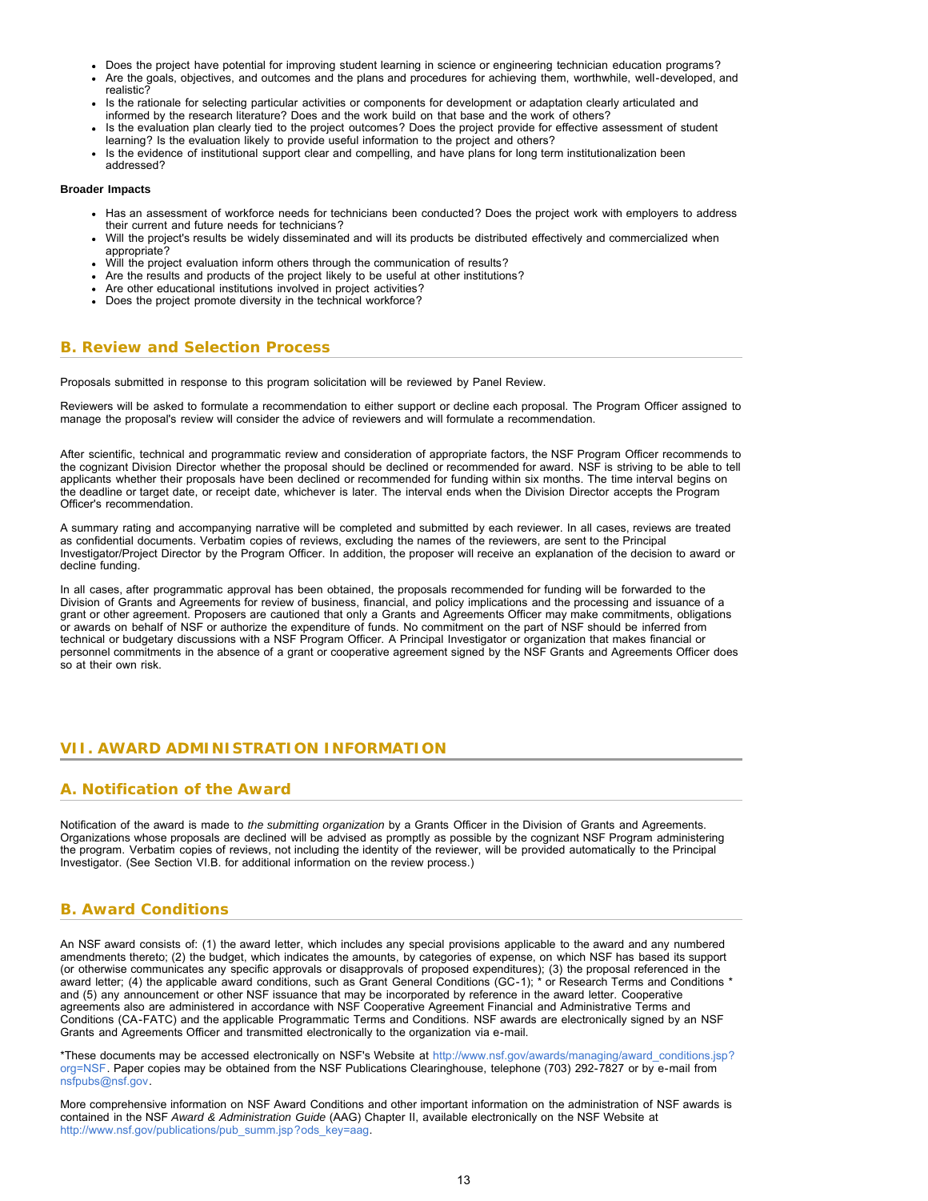- Does the project have potential for improving student learning in science or engineering technician education programs?
- Are the goals, objectives, and outcomes and the plans and procedures for achieving them, worthwhile, well-developed, and realistic?
- Is the rationale for selecting particular activities or components for development or adaptation clearly articulated and informed by the research literature? Does and the work build on that base and the work of others?
- Is the evaluation plan clearly tied to the project outcomes? Does the project provide for effective assessment of student learning? Is the evaluation likely to provide useful information to the project and others?
- Is the evidence of institutional support clear and compelling, and have plans for long term institutionalization been addressed?

**Broader Impacts**

- Has an assessment of workforce needs for technicians been conducted? Does the project work with employers to address their current and future needs for technicians?
- Will the project's results be widely disseminated and will its products be distributed effectively and commercialized when appropriate?
- Will the project evaluation inform others through the communication of results?
- Are the results and products of the project likely to be useful at other institutions?
- Are other educational institutions involved in project activities?
- Does the project promote diversity in the technical workforce?

## B. Review and Selection Process

Proposals submitted in response to this program solicitation will be reviewed by Panel Review.

Reviewers will be asked to formulate a recommendation to either support or decline each proposal. The Program Officer assigned to manage the proposal's review will consider the advice of reviewers and will formulate a recommendation.

After scientific, technical and programmatic review and consideration of appropriate factors, the NSF Program Officer recommends to the cognizant Division Director whether the proposal should be declined or recommended for award. NSF is striving to be able to tell applicants whether their proposals have been declined or recommended for funding within six months. The time interval begins on the deadline or target date, or receipt date, whichever is later. The interval ends when the Division Director accepts the Program Officer's recommendation.

A summary rating and accompanying narrative will be completed and submitted by each reviewer. In all cases, reviews are treated as confidential documents. Verbatim copies of reviews, excluding the names of the reviewers, are sent to the Principal Investigator/Project Director by the Program Officer. In addition, the proposer will receive an explanation of the decision to award or decline funding.

In all cases, after programmatic approval has been obtained, the proposals recommended for funding will be forwarded to the Division of Grants and Agreements for review of business, financial, and policy implications and the processing and issuance of a grant or other agreement. Proposers are cautioned that only a Grants and Agreements Officer may make commitments, obligations or awards on behalf of NSF or authorize the expenditure of funds. No commitment on the part of NSF should be inferred from technical or budgetary discussions with a NSF Program Officer. A Principal Investigator or organization that makes financial or personnel commitments in the absence of a grant or cooperative agreement signed by the NSF Grants and Agreements Officer does so at their own risk.

# VII. AWARD ADMINISTRATION INFORMATION

## A. Notification of the Award

Notification of the award is made to *the submitting organization* by a Grants Officer in the Division of Grants and Agreements. Organizations whose proposals are declined will be advised as promptly as possible by the cognizant NSF Program administering the program. Verbatim copies of reviews, not including the identity of the reviewer, will be provided automatically to the Principal Investigator. (See Section VI.B. for additional information on the review process.)

## B. Award Conditions

An NSF award consists of: (1) the award letter, which includes any special provisions applicable to the award and any numbered amendments thereto; (2) the budget, which indicates the amounts, by categories of expense, on which NSF has based its support (or otherwise communicates any specific approvals or disapprovals of proposed expenditures); (3) the proposal referenced in the award letter; (4) the applicable award conditions, such as Grant General Conditions (GC-1); * or Research Terms and Conditions * and (5) any announcement or other NSF issuance that may be incorporated by reference in the award letter. Cooperative agreements also are administered in accordance with NSF Cooperative Agreement Financial and Administrative Terms and Conditions (CA-FATC) and the applicable Programmatic Terms and Conditions. NSF awards are electronically signed by an NSF Grants and Agreements Officer and transmitted electronically to the organization via e-mail.

*These documents may be accessed electronically on NSF's Website at http://www.nsf.gov/awards/managing/award_conditions.jsp?org=NSF. Paper copies may be obtained from the NSF Publications Clearinghouse, telephone (703) 292-7827 or by e-mail from nsfpubs@nsf.gov.

More comprehensive information on NSF Award Conditions and other important information on the administration of NSF awards is contained in the NSF *Award & Administration Guide* (AAG) Chapter II, available electronically on the NSF Website at http://www.nsf.gov/publications/pub_summ.jsp?ods_key=aag.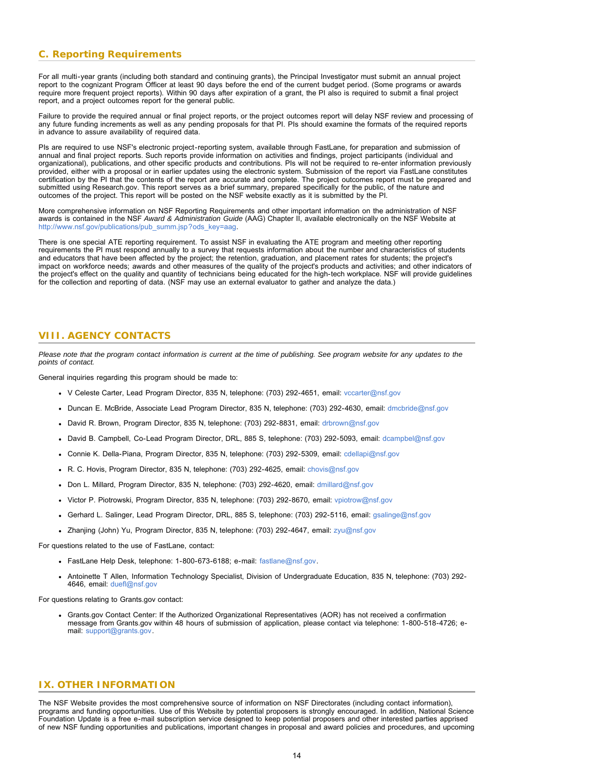### C. Reporting Requirements

For all multi-year grants (including both standard and continuing grants), the Principal Investigator must submit an annual project report to the cognizant Program Officer at least 90 days before the end of the current budget period. (Some programs or awards require more frequent project reports). Within 90 days after expiration of a grant, the PI also is required to submit a final project report, and a project outcomes report for the general public.

Failure to provide the required annual or final project reports, or the project outcomes report will delay NSF review and processing of any future funding increments as well as any pending proposals for that PI. PIs should examine the formats of the required reports in advance to assure availability of required data.

PIs are required to use NSF's electronic project-reporting system, available through FastLane, for preparation and submission of annual and final project reports. Such reports provide information on activities and findings, project participants (individual and organizational), publications, and other specific products and contributions. PIs will not be required to re-enter information previously provided, either with a proposal or in earlier updates using the electronic system. Submission of the report via FastLane constitutes certification by the PI that the contents of the report are accurate and complete. The project outcomes report must be prepared and submitted using Research.gov. This report serves as a brief summary, prepared specifically for the public, of the nature and outcomes of the project. This report will be posted on the NSF website exactly as it is submitted by the PI.

More comprehensive information on NSF Reporting Requirements and other important information on the administration of NSF awards is contained in the NSF *Award & Administration Guide* (AAG) Chapter II, available electronically on the NSF Website at http://www.nsf.gov/publications/pub_summ.jsp?ods_key=aag.

There is one special ATE reporting requirement. To assist NSF in evaluating the ATE program and meeting other reporting requirements the PI must respond annually to a survey that requests information about the number and characteristics of students and educators that have been affected by the project; the retention, graduation, and placement rates for students; the project's impact on workforce needs; awards and other measures of the quality of the project's products and activities; and other indicators of the project's effect on the quality and quantity of technicians being educated for the high-tech workplace. NSF will provide guidelines for the collection and reporting of data. (NSF may use an external evaluator to gather and analyze the data.)

## VIII. AGENCY CONTACTS

*Please note that the program contact information is current at the time of publishing. See program website for any updates to the points of contact.*

General inquiries regarding this program should be made to:

- V Celeste Carter, Lead Program Director, 835 N, telephone: (703) 292-4651, email: vccarter@nsf.gov
- Duncan E. McBride, Associate Lead Program Director, 835 N, telephone: (703) 292-4630, email: dmcbride@nsf.gov
- David R. Brown, Program Director, 835 N, telephone: (703) 292-8831, email: drbrown@nsf.gov
- David B. Campbell, Co-Lead Program Director, DRL, 885 S, telephone: (703) 292-5093, email: dcampbel@nsf.gov
- Connie K. Della-Piana, Program Director, 835 N, telephone: (703) 292-5309, email: cdellapi@nsf.gov
- R. C. Hovis, Program Director, 835 N, telephone: (703) 292-4625, email: chovis@nsf.gov
- Don L. Millard, Program Director, 835 N, telephone: (703) 292-4620, email: dmillard@nsf.gov
- Victor P. Piotrowski, Program Director, 835 N, telephone: (703) 292-8670, email: vpiotrow@nsf.gov
- Gerhard L. Salinger, Lead Program Director, DRL, 885 S, telephone: (703) 292-5116, email: gsalinge@nsf.gov
- Zhanjing (John) Yu, Program Director, 835 N, telephone: (703) 292-4647, email: zyu@nsf.gov

For questions related to the use of FastLane, contact:

- FastLane Help Desk, telephone: 1-800-673-6188; e-mail: fastlane@nsf.gov.
- Antoinette T Allen, Information Technology Specialist, Division of Undergraduate Education, 835 N, telephone: (703) 292-4646, email: duefl@nsf.gov

For questions relating to Grants.gov contact:

- Grants.gov Contact Center: If the Authorized Organizational Representatives (AOR) has not received a confirmation message from Grants.gov within 48 hours of submission of application, please contact via telephone: 1-800-518-4726; e-mail: support@grants.gov.

## IX. OTHER INFORMATION

The NSF Website provides the most comprehensive source of information on NSF Directorates (including contact information), programs and funding opportunities. Use of this Website by potential proposers is strongly encouraged. In addition, National Science Foundation Update is a free e-mail subscription service designed to keep potential proposers and other interested parties apprised of new NSF funding opportunities and publications, important changes in proposal and award policies and procedures, and upcoming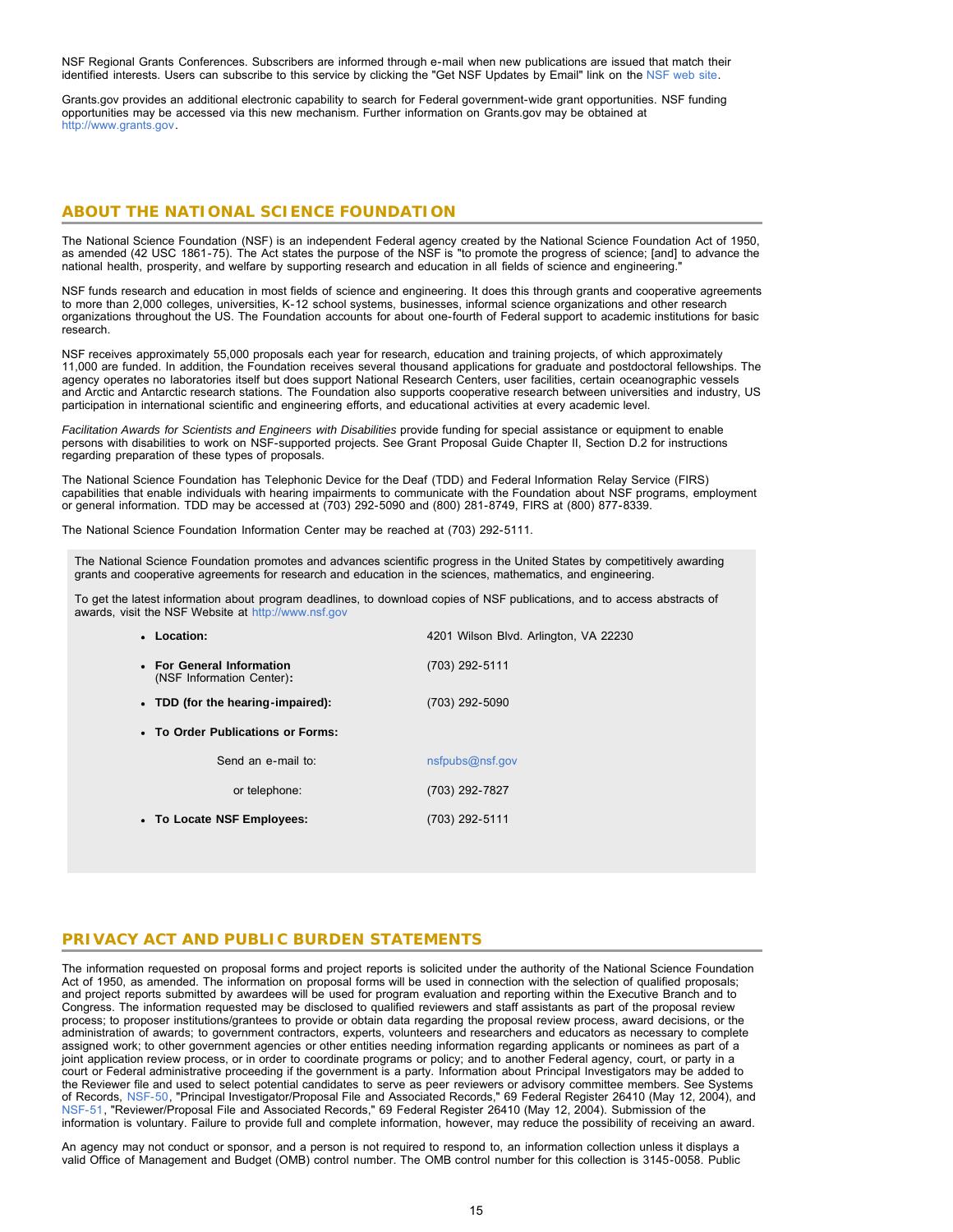NSF Regional Grants Conferences. Subscribers are informed through e-mail when new publications are issued that match their identified interests. Users can subscribe to this service by clicking the "Get NSF Updates by Email" link on the NSF web site.

Grants.gov provides an additional electronic capability to search for Federal government-wide grant opportunities. NSF funding opportunities may be accessed via this new mechanism. Further information on Grants.gov may be obtained at http://www.grants.gov.

## ABOUT THE NATIONAL SCIENCE FOUNDATION

The National Science Foundation (NSF) is an independent Federal agency created by the National Science Foundation Act of 1950, as amended (42 USC 1861-75). The Act states the purpose of the NSF is "to promote the progress of science; [and] to advance the national health, prosperity, and welfare by supporting research and education in all fields of science and engineering."

NSF funds research and education in most fields of science and engineering. It does this through grants and cooperative agreements to more than 2,000 colleges, universities, K-12 school systems, businesses, informal science organizations and other research organizations throughout the US. The Foundation accounts for about one-fourth of Federal support to academic institutions for basic research.

NSF receives approximately 55,000 proposals each year for research, education and training projects, of which approximately 11,000 are funded. In addition, the Foundation receives several thousand applications for graduate and postdoctoral fellowships. The agency operates no laboratories itself but does support National Research Centers, user facilities, certain oceanographic vessels and Arctic and Antarctic research stations. The Foundation also supports cooperative research between universities and industry, US participation in international scientific and engineering efforts, and educational activities at every academic level.

*Facilitation Awards for Scientists and Engineers with Disabilities* provide funding for special assistance or equipment to enable persons with disabilities to work on NSF-supported projects. See Grant Proposal Guide Chapter II, Section D.2 for instructions regarding preparation of these types of proposals.

The National Science Foundation has Telephonic Device for the Deaf (TDD) and Federal Information Relay Service (FIRS) capabilities that enable individuals with hearing impairments to communicate with the Foundation about NSF programs, employment or general information. TDD may be accessed at (703) 292-5090 and (800) 281-8749, FIRS at (800) 877-8339.

The National Science Foundation Information Center may be reached at (703) 292-5111.

The National Science Foundation promotes and advances scientific progress in the United States by competitively awarding grants and cooperative agreements for research and education in the sciences, mathematics, and engineering.

To get the latest information about program deadlines, to download copies of NSF publications, and to access abstracts of awards, visit the NSF Website at http://www.nsf.gov

- **Location:** 4201 Wilson Blvd. Arlington, VA 22230
- **For General Information** (NSF Information Center)**:** (703) 292-5111
- **TDD (for the hearing-impaired):** (703) 292-5090
- **To Order Publications or Forms:**
  - Send an e-mail to: nsfpubs@nsf.gov
  - or telephone: (703) 292-7827
- **To Locate NSF Employees:** (703) 292-5111

## PRIVACY ACT AND PUBLIC BURDEN STATEMENTS

The information requested on proposal forms and project reports is solicited under the authority of the National Science Foundation Act of 1950, as amended. The information on proposal forms will be used in connection with the selection of qualified proposals; and project reports submitted by awardees will be used for program evaluation and reporting within the Executive Branch and to Congress. The information requested may be disclosed to qualified reviewers and staff assistants as part of the proposal review process; to proposer institutions/grantees to provide or obtain data regarding the proposal review process, award decisions, or the administration of awards; to government contractors, experts, volunteers and researchers and educators as necessary to complete assigned work; to other government agencies or other entities needing information regarding applicants or nominees as part of a joint application review process, or in order to coordinate programs or policy; and to another Federal agency, court, or party in a court or Federal administrative proceeding if the government is a party. Information about Principal Investigators may be added to the Reviewer file and used to select potential candidates to serve as peer reviewers or advisory committee members. See Systems of Records, NSF-50, "Principal Investigator/Proposal File and Associated Records," 69 Federal Register 26410 (May 12, 2004), and NSF-51, "Reviewer/Proposal File and Associated Records," 69 Federal Register 26410 (May 12, 2004). Submission of the information is voluntary. Failure to provide full and complete information, however, may reduce the possibility of receiving an award.

An agency may not conduct or sponsor, and a person is not required to respond to, an information collection unless it displays a valid Office of Management and Budget (OMB) control number. The OMB control number for this collection is 3145-0058. Public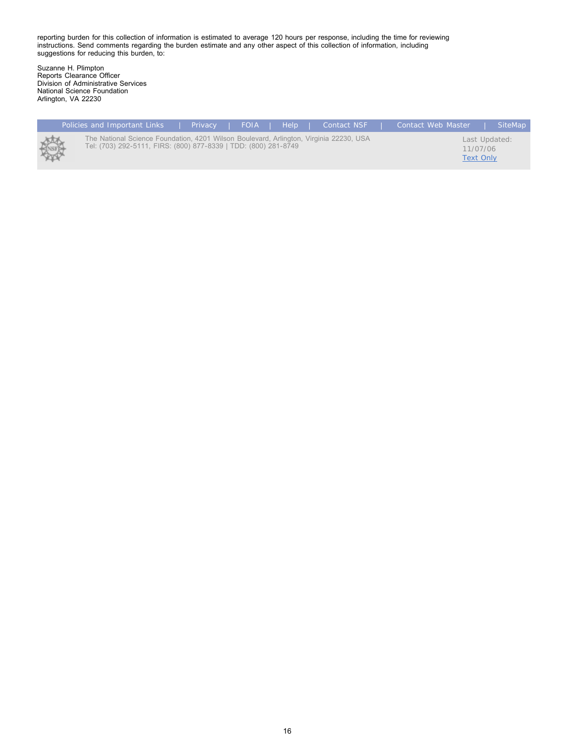reporting burden for this collection of information is estimated to average 120 hours per response, including the time for reviewing instructions. Send comments regarding the burden estimate and any other aspect of this collection of information, including suggestions for reducing this burden, to:

Suzanne H. Plimpton
Reports Clearance Officer
Division of Administrative Services
National Science Foundation
Arlington, VA 22230

Policies and Important Links | Privacy | FOIA | Help | Contact NSF | Contact Web Master | SiteMap

The National Science Foundation, 4201 Wilson Boulevard, Arlington, Virginia 22230, USA
Tel: (703) 292-5111, FIRS: (800) 877-8339 | TDD: (800) 281-8749

Last Updated:
11/07/06
Text Only